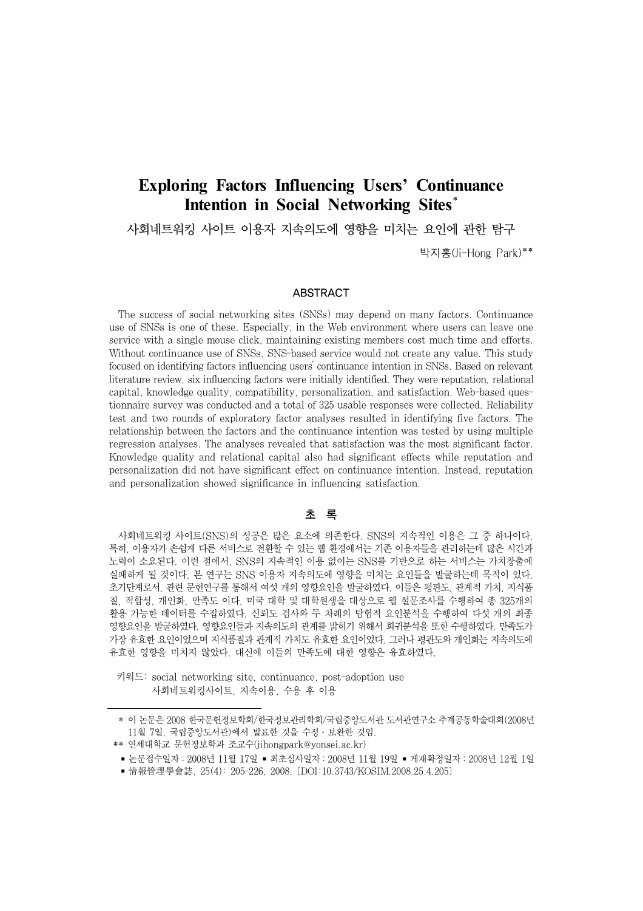# Exploring Factors Influencing Users' Continuance Intention in Social Networking Sites*

## 사회네트워킹 사이트 이용자 지속의도에 영향을 미치는 요인에 관한 탐구

박지홍(Ji-Hong Park)**

### ABSTRACT

The success of social networking sites (SNSs) may depend on many factors. Continuance use of SNSs is one of these. Especially, in the Web environment where users can leave one service with a single mouse click, maintaining existing members cost much time and efforts. Without continuance use of SNSs, SNS-based service would not create any value. This study focused on identifying factors influencing users' continuance intention in SNSs. Based on relevant literature review, six influencing factors were initially identified. They were reputation, relational capital, knowledge quality, compatibility, personalization, and satisfaction. Web-based questionnaire survey was conducted and a total of 325 usable responses were collected. Reliability test and two rounds of exploratory factor analyses resulted in identifying five factors. The relationship between the factors and the continuance intention was tested by using multiple regression analyses. The analyses revealed that satisfaction was the most significant factor. Knowledge quality and relational capital also had significant effects while reputation and personalization did not have significant effect on continuance intention. Instead, reputation and personalization showed significance in influencing satisfaction.

### 초 록

사회네트워킹 사이트(SNS)의 성공은 많은 요소에 의존한다. SNS의 지속적인 이용은 그 중 하나이다. 특히, 이용자가 손쉽게 다른 서비스로 전환할 수 있는 웹 환경에서는 기존 이용자들을 관리하는데 많은 시간과 노력이 소요된다. 이런 점에서, SNS의 지속적인 이용 없이는 SNS를 기반으로 하는 서비스는 가치창출에 실패하게 될 것이다. 본 연구는 SNS 이용자 지속의도에 영향을 미치는 요인들을 발굴하는데 목적이 있다. 초기단계로서, 관련 문헌연구를 통해서 여섯 개의 영향요인을 발굴하였다. 이들은 평판도, 관계적 가치, 지식품질, 적합성, 개인화, 만족도 이다. 미국 대학 및 대학원생을 대상으로 웹 설문조사를 수행하여 총 325개의 활용 가능한 데이터를 수집하였다. 신뢰도 검사와 두 차례의 탐험적 요인분석을 수행하여 다섯 개의 최종 영향요인을 발굴하였다. 영향요인들과 지속의도의 관계를 밝히기 위해서 회귀분석을 또한 수행하였다. 만족도가 가장 유효한 요인이었으며 지식품질과 관계적 가치도 유효한 요인이었다. 그러나 평판도와 개인화는 지속의도에 유효한 영향을 미치지 않았다. 대신에 이들의 만족도에 대한 영향은 유효하였다.

키워드: social networking site, continuance, post-adoption use
사회네트워킹사이트, 지속이용, 수용 후 이용

---

\* 이 논문은 2008 한국문헌정보학회/한국정보관리학회/국립중앙도서관 도서관연구소 추계공동학술대회(2008년 11월 7일, 국립중앙도서관)에서 발표한 것을 수정・보완한 것임.

\*\* 연세대학교 문헌정보학과 조교수(jihongpark@yonsei.ac.kr)

■ 논문접수일자 : 2008년 11월 17일 ■ 최초심사일자 : 2008년 11월 19일 ■ 게재확정일자 : 2008년 12월 1일

■ 情報管理學會誌, 25(4): 205-226, 2008. [DOI:10.3743/KOSIM.2008.25.4.205]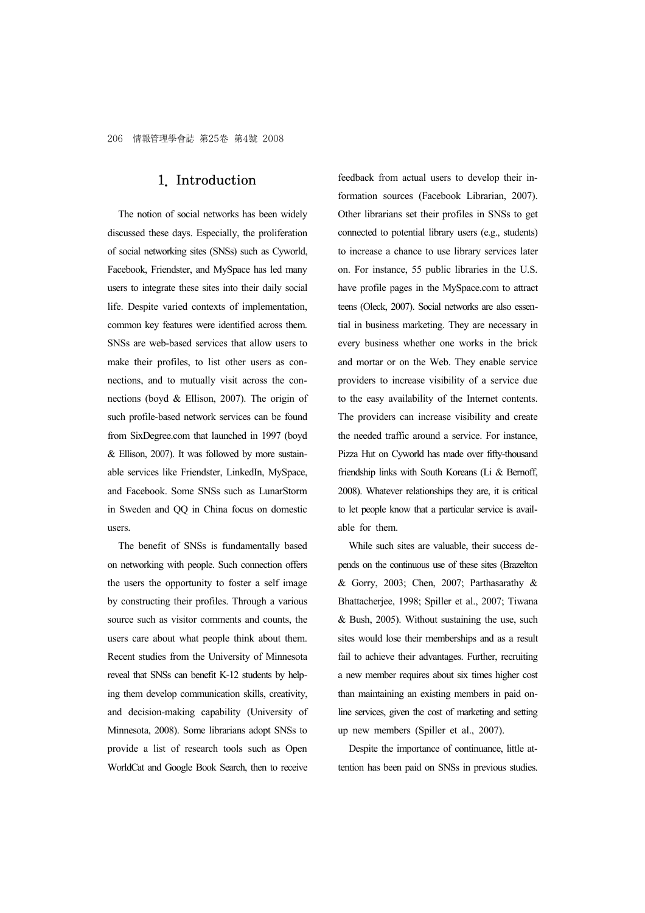## 1. Introduction

The notion of social networks has been widely discussed these days. Especially, the proliferation of social networking sites (SNSs) such as Cyworld, Facebook, Friendster, and MySpace has led many users to integrate these sites into their daily social life. Despite varied contexts of implementation, common key features were identified across them. SNSs are web-based services that allow users to make their profiles, to list other users as connections, and to mutually visit across the connections (boyd & Ellison, 2007). The origin of such profile-based network services can be found from SixDegree.com that launched in 1997 (boyd & Ellison, 2007). It was followed by more sustainable services like Friendster, LinkedIn, MySpace, and Facebook. Some SNSs such as LunarStorm in Sweden and QQ in China focus on domestic users.

The benefit of SNSs is fundamentally based on networking with people. Such connection offers the users the opportunity to foster a self image by constructing their profiles. Through a various source such as visitor comments and counts, the users care about what people think about them. Recent studies from the University of Minnesota reveal that SNSs can benefit K-12 students by helping them develop communication skills, creativity, and decision-making capability (University of Minnesota, 2008). Some librarians adopt SNSs to provide a list of research tools such as Open WorldCat and Google Book Search, then to receive feedback from actual users to develop their information sources (Facebook Librarian, 2007). Other librarians set their profiles in SNSs to get connected to potential library users (e.g., students) to increase a chance to use library services later on. For instance, 55 public libraries in the U.S. have profile pages in the MySpace.com to attract teens (Oleck, 2007). Social networks are also essential in business marketing. They are necessary in every business whether one works in the brick and mortar or on the Web. They enable service providers to increase visibility of a service due to the easy availability of the Internet contents. The providers can increase visibility and create the needed traffic around a service. For instance, Pizza Hut on Cyworld has made over fifty-thousand friendship links with South Koreans (Li & Bernoff, 2008). Whatever relationships they are, it is critical to let people know that a particular service is available for them.

While such sites are valuable, their success depends on the continuous use of these sites (Brazelton & Gorry, 2003; Chen, 2007; Parthasarathy & Bhattacherjee, 1998; Spiller et al., 2007; Tiwana & Bush, 2005). Without sustaining the use, such sites would lose their memberships and as a result fail to achieve their advantages. Further, recruiting a new member requires about six times higher cost than maintaining an existing members in paid online services, given the cost of marketing and setting up new members (Spiller et al., 2007).

Despite the importance of continuance, little attention has been paid on SNSs in previous studies.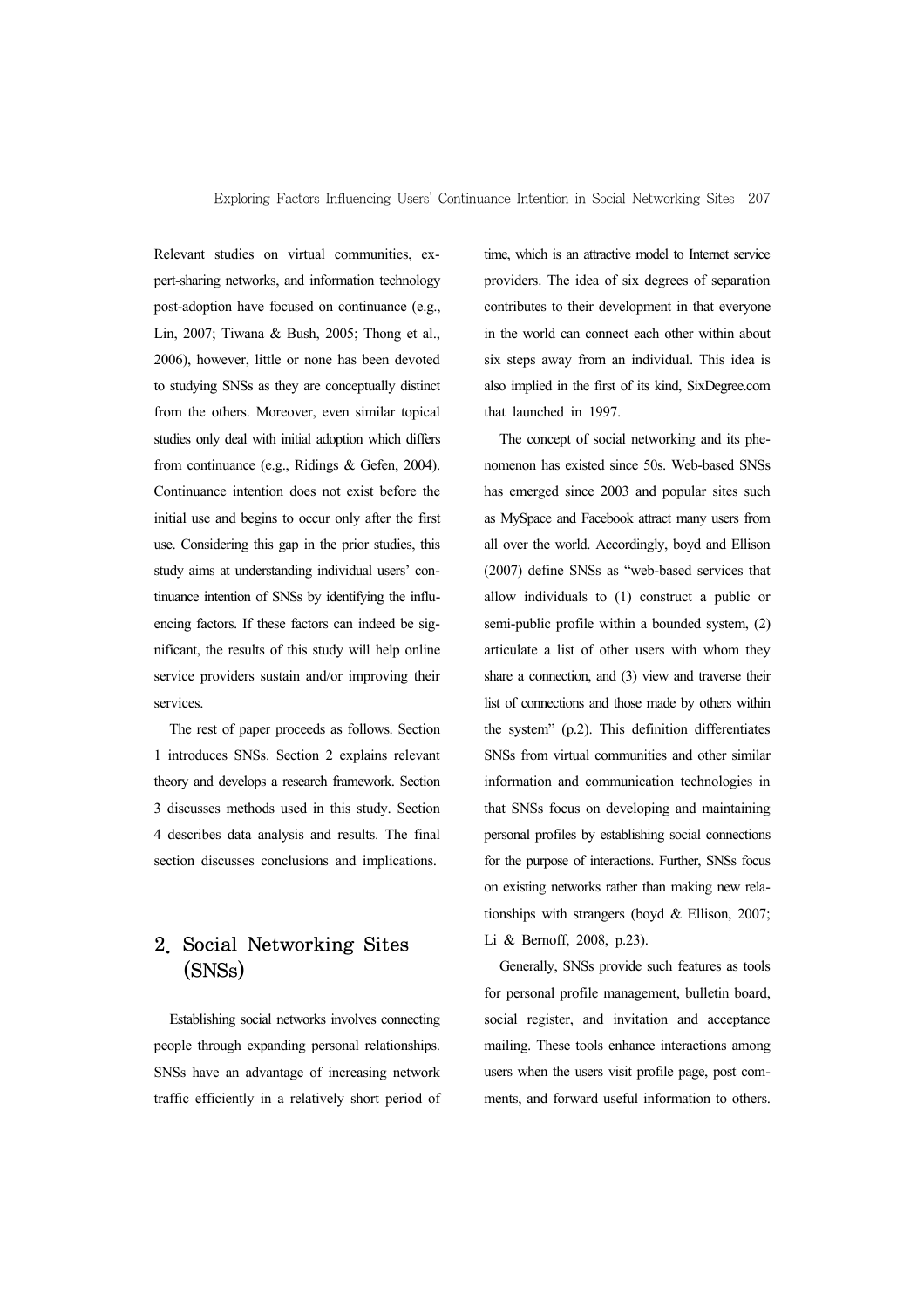Relevant studies on virtual communities, expert-sharing networks, and information technology post-adoption have focused on continuance (e.g., Lin, 2007; Tiwana & Bush, 2005; Thong et al., 2006), however, little or none has been devoted to studying SNSs as they are conceptually distinct from the others. Moreover, even similar topical studies only deal with initial adoption which differs from continuance (e.g., Ridings & Gefen, 2004). Continuance intention does not exist before the initial use and begins to occur only after the first use. Considering this gap in the prior studies, this study aims at understanding individual users' continuance intention of SNSs by identifying the influencing factors. If these factors can indeed be significant, the results of this study will help online service providers sustain and/or improving their services.

The rest of paper proceeds as follows. Section 1 introduces SNSs. Section 2 explains relevant theory and develops a research framework. Section 3 discusses methods used in this study. Section 4 describes data analysis and results. The final section discusses conclusions and implications.

## 2. Social Networking Sites (SNSs)

Establishing social networks involves connecting people through expanding personal relationships. SNSs have an advantage of increasing network traffic efficiently in a relatively short period of time, which is an attractive model to Internet service providers. The idea of six degrees of separation contributes to their development in that everyone in the world can connect each other within about six steps away from an individual. This idea is also implied in the first of its kind, SixDegree.com that launched in 1997.

The concept of social networking and its phenomenon has existed since 50s. Web-based SNSs has emerged since 2003 and popular sites such as MySpace and Facebook attract many users from all over the world. Accordingly, boyd and Ellison (2007) define SNSs as "web-based services that allow individuals to (1) construct a public or semi-public profile within a bounded system, (2) articulate a list of other users with whom they share a connection, and (3) view and traverse their list of connections and those made by others within the system" (p.2). This definition differentiates SNSs from virtual communities and other similar information and communication technologies in that SNSs focus on developing and maintaining personal profiles by establishing social connections for the purpose of interactions. Further, SNSs focus on existing networks rather than making new relationships with strangers (boyd & Ellison, 2007; Li & Bernoff, 2008, p.23).

Generally, SNSs provide such features as tools for personal profile management, bulletin board, social register, and invitation and acceptance mailing. These tools enhance interactions among users when the users visit profile page, post comments, and forward useful information to others.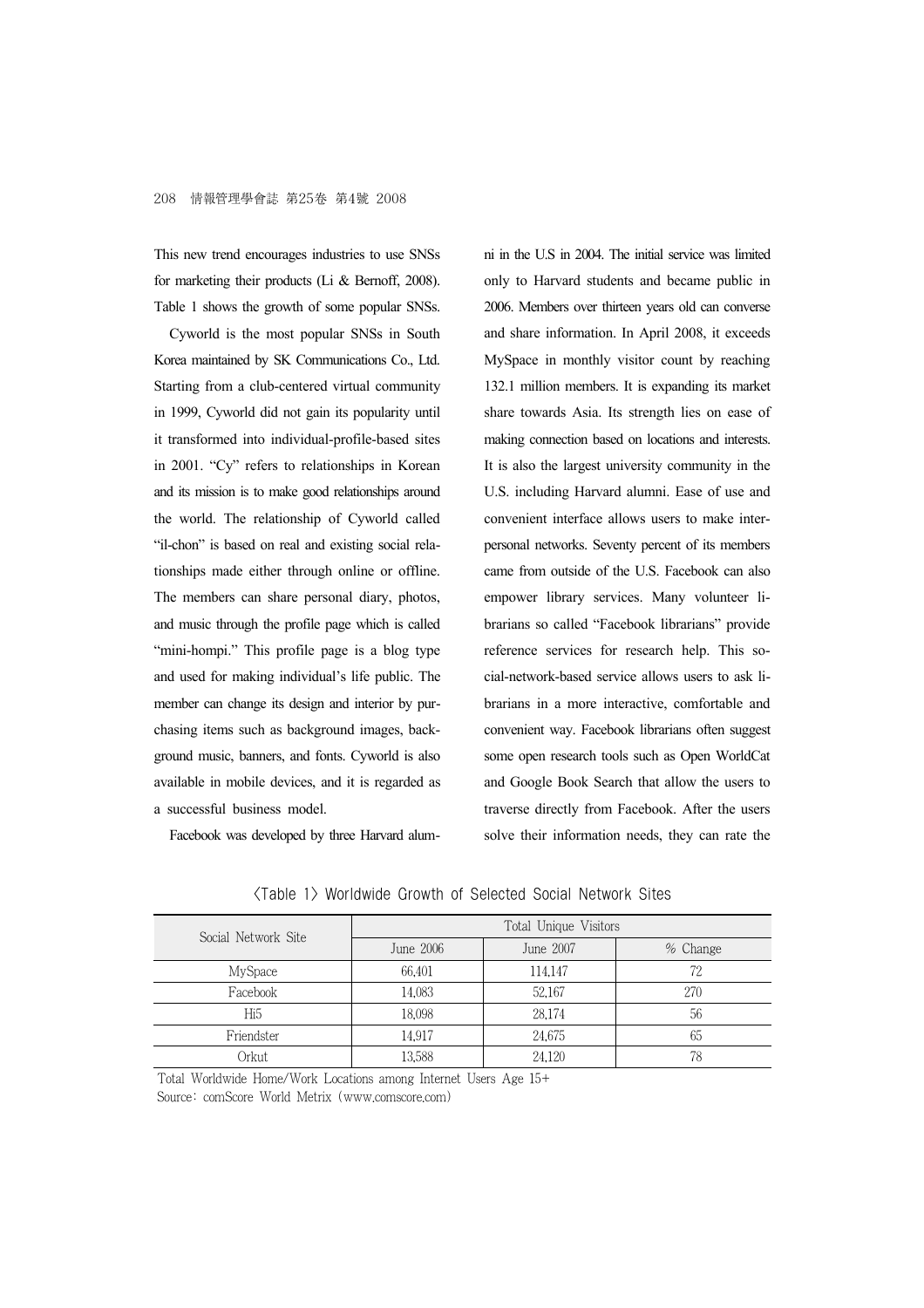This new trend encourages industries to use SNSs for marketing their products (Li & Bernoff, 2008). Table 1 shows the growth of some popular SNSs.

Cyworld is the most popular SNSs in South Korea maintained by SK Communications Co., Ltd. Starting from a club-centered virtual community in 1999, Cyworld did not gain its popularity until it transformed into individual-profile-based sites in 2001. "Cy" refers to relationships in Korean and its mission is to make good relationships around the world. The relationship of Cyworld called "il-chon" is based on real and existing social relationships made either through online or offline. The members can share personal diary, photos, and music through the profile page which is called "mini-hompi." This profile page is a blog type and used for making individual's life public. The member can change its design and interior by purchasing items such as background images, background music, banners, and fonts. Cyworld is also available in mobile devices, and it is regarded as a successful business model.

Facebook was developed by three Harvard alumni in the U.S in 2004. The initial service was limited only to Harvard students and became public in 2006. Members over thirteen years old can converse and share information. In April 2008, it exceeds MySpace in monthly visitor count by reaching 132.1 million members. It is expanding its market share towards Asia. Its strength lies on ease of making connection based on locations and interests. It is also the largest university community in the U.S. including Harvard alumni. Ease of use and convenient interface allows users to make interpersonal networks. Seventy percent of its members came from outside of the U.S. Facebook can also empower library services. Many volunteer librarians so called "Facebook librarians" provide reference services for research help. This social-network-based service allows users to ask librarians in a more interactive, comfortable and convenient way. Facebook librarians often suggest some open research tools such as Open WorldCat and Google Book Search that allow the users to traverse directly from Facebook. After the users solve their information needs, they can rate the

<Table 1> Worldwide Growth of Selected Social Network Sites

| Social Network Site | Total Unique Visitors | | |
|---|---|---|---|
| | June 2006 | June 2007 | % Change |
| MySpace | 66,401 | 114,147 | 72 |
| Facebook | 14,083 | 52,167 | 270 |
| Hi5 | 18,098 | 28,174 | 56 |
| Friendster | 14,917 | 24,675 | 65 |
| Orkut | 13,588 | 24,120 | 78 |

Total Worldwide Home/Work Locations among Internet Users Age 15+
Source: comScore World Metrix (www.comscore.com)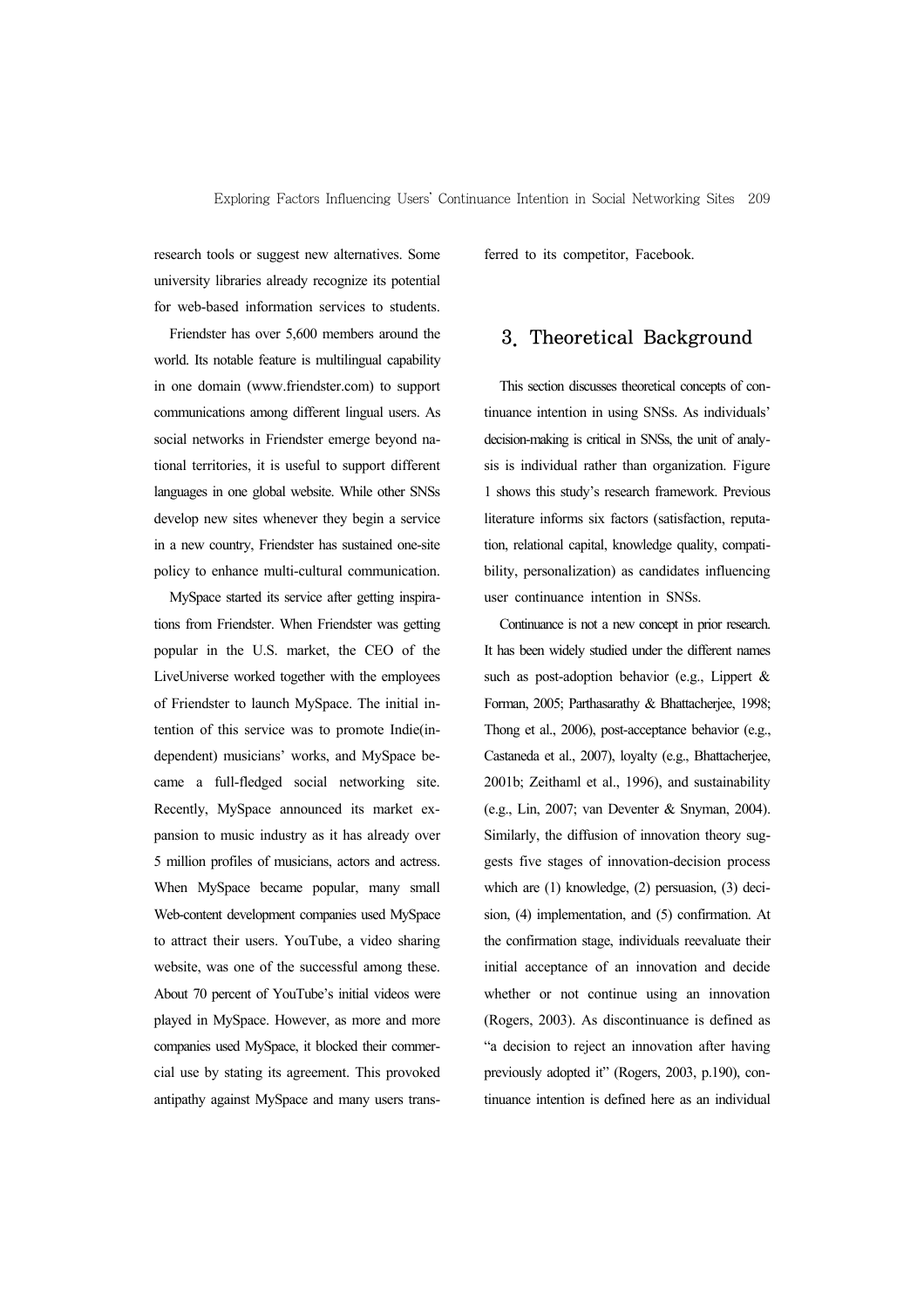research tools or suggest new alternatives. Some university libraries already recognize its potential for web-based information services to students.

Friendster has over 5,600 members around the world. Its notable feature is multilingual capability in one domain (www.friendster.com) to support communications among different lingual users. As social networks in Friendster emerge beyond national territories, it is useful to support different languages in one global website. While other SNSs develop new sites whenever they begin a service in a new country, Friendster has sustained one-site policy to enhance multi-cultural communication.

MySpace started its service after getting inspirations from Friendster. When Friendster was getting popular in the U.S. market, the CEO of the LiveUniverse worked together with the employees of Friendster to launch MySpace. The initial intention of this service was to promote Indie(independent) musicians' works, and MySpace became a full-fledged social networking site. Recently, MySpace announced its market expansion to music industry as it has already over 5 million profiles of musicians, actors and actress. When MySpace became popular, many small Web-content development companies used MySpace to attract their users. YouTube, a video sharing website, was one of the successful among these. About 70 percent of YouTube's initial videos were played in MySpace. However, as more and more companies used MySpace, it blocked their commercial use by stating its agreement. This provoked antipathy against MySpace and many users transferred to its competitor, Facebook.

## 3. Theoretical Background

This section discusses theoretical concepts of continuance intention in using SNSs. As individuals' decision-making is critical in SNSs, the unit of analysis is individual rather than organization. Figure 1 shows this study's research framework. Previous literature informs six factors (satisfaction, reputation, relational capital, knowledge quality, compatibility, personalization) as candidates influencing user continuance intention in SNSs.

Continuance is not a new concept in prior research. It has been widely studied under the different names such as post-adoption behavior (e.g., Lippert & Forman, 2005; Parthasarathy & Bhattacherjee, 1998; Thong et al., 2006), post-acceptance behavior (e.g., Castaneda et al., 2007), loyalty (e.g., Bhattacherjee, 2001b; Zeithaml et al., 1996), and sustainability (e.g., Lin, 2007; van Deventer & Snyman, 2004). Similarly, the diffusion of innovation theory suggests five stages of innovation-decision process which are (1) knowledge, (2) persuasion, (3) decision, (4) implementation, and (5) confirmation. At the confirmation stage, individuals reevaluate their initial acceptance of an innovation and decide whether or not continue using an innovation (Rogers, 2003). As discontinuance is defined as "a decision to reject an innovation after having previously adopted it" (Rogers, 2003, p.190), continuance intention is defined here as an individual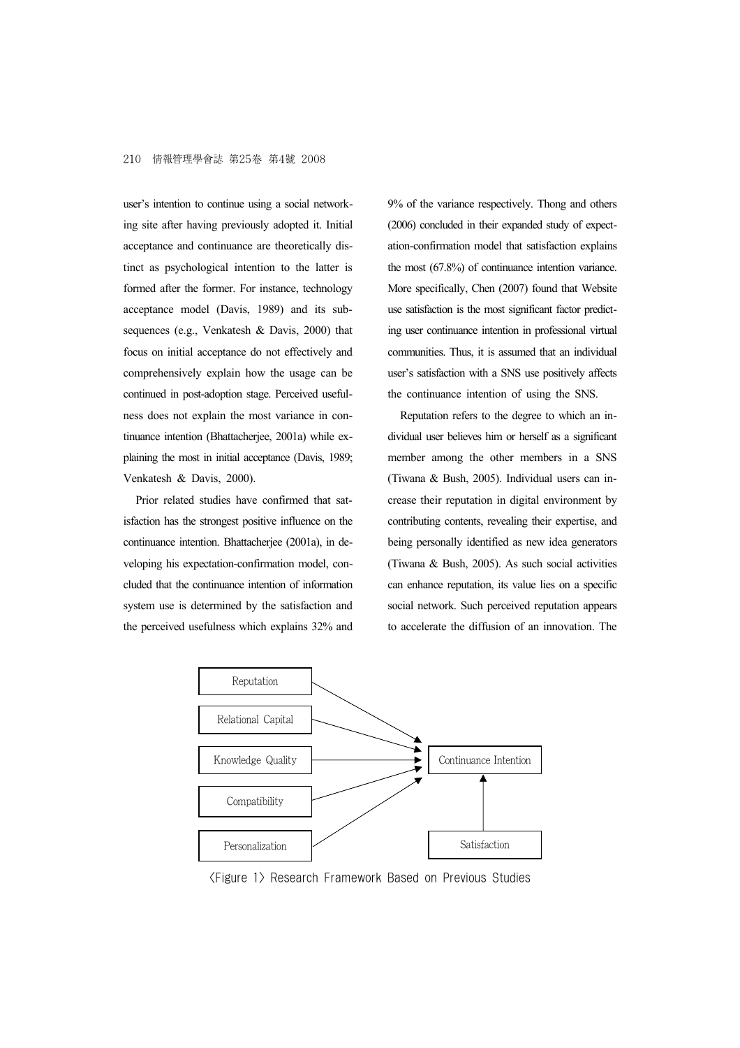user's intention to continue using a social networking site after having previously adopted it. Initial acceptance and continuance are theoretically distinct as psychological intention to the latter is formed after the former. For instance, technology acceptance model (Davis, 1989) and its subsequences (e.g., Venkatesh & Davis, 2000) that focus on initial acceptance do not effectively and comprehensively explain how the usage can be continued in post-adoption stage. Perceived usefulness does not explain the most variance in continuance intention (Bhattacherjee, 2001a) while explaining the most in initial acceptance (Davis, 1989; Venkatesh & Davis, 2000).

Prior related studies have confirmed that satisfaction has the strongest positive influence on the continuance intention. Bhattacherjee (2001a), in developing his expectation-confirmation model, concluded that the continuance intention of information system use is determined by the satisfaction and the perceived usefulness which explains 32% and 9% of the variance respectively. Thong and others (2006) concluded in their expanded study of expectation-confirmation model that satisfaction explains the most (67.8%) of continuance intention variance. More specifically, Chen (2007) found that Website use satisfaction is the most significant factor predicting user continuance intention in professional virtual communities. Thus, it is assumed that an individual user's satisfaction with a SNS use positively affects the continuance intention of using the SNS.

Reputation refers to the degree to which an individual user believes him or herself as a significant member among the other members in a SNS (Tiwana & Bush, 2005). Individual users can increase their reputation in digital environment by contributing contents, revealing their expertise, and being personally identified as new idea generators (Tiwana & Bush, 2005). As such social activities can enhance reputation, its value lies on a specific social network. Such perceived reputation appears to accelerate the diffusion of an innovation. The

Reputation → Continuance Intention
Relational Capital → Continuance Intention
Knowledge Quality → Continuance Intention
Compatibility → Continuance Intention
Personalization → Continuance Intention
Satisfaction → Continuance Intention

〈Figure 1〉 Research Framework Based on Previous Studies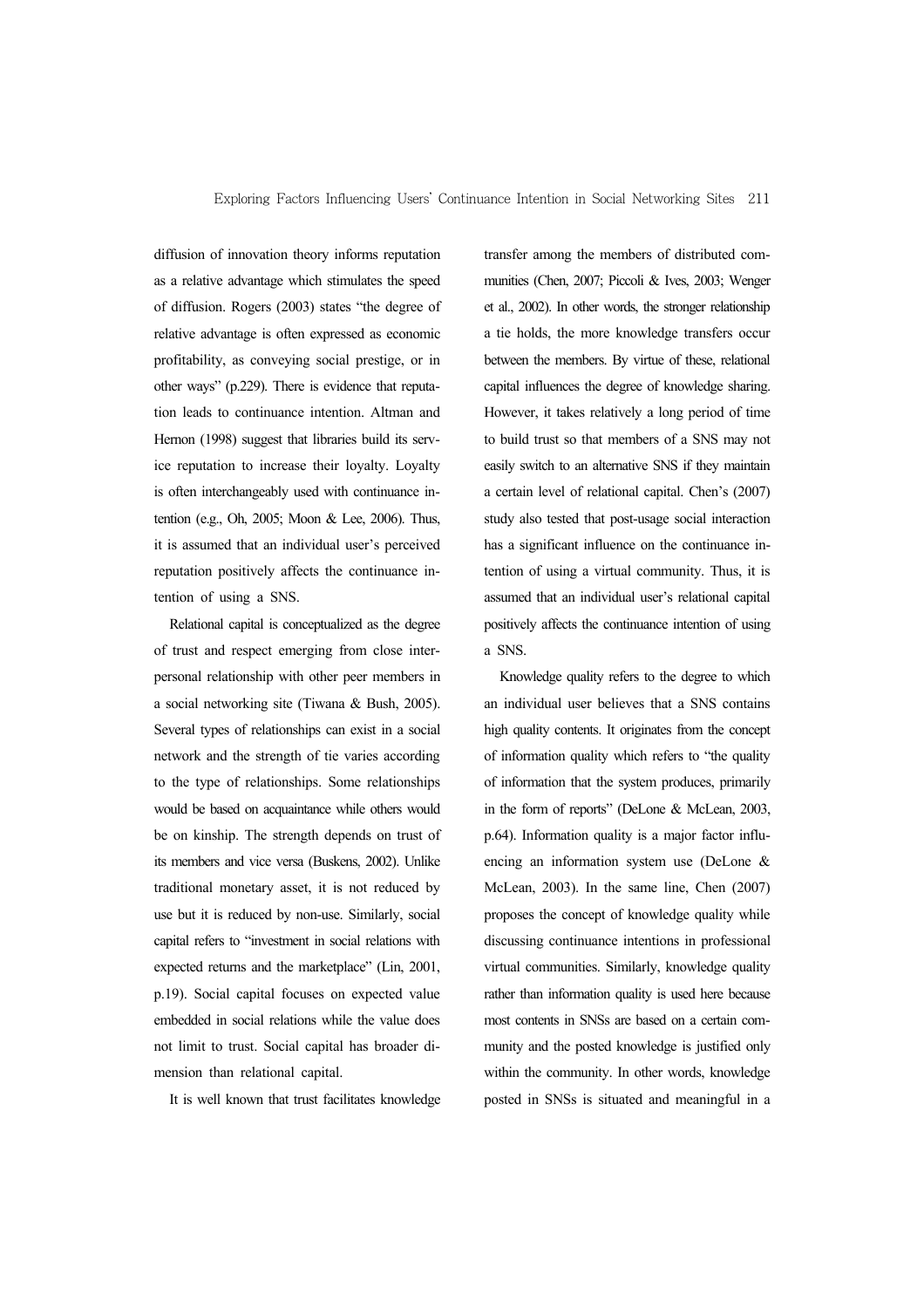diffusion of innovation theory informs reputation as a relative advantage which stimulates the speed of diffusion. Rogers (2003) states "the degree of relative advantage is often expressed as economic profitability, as conveying social prestige, or in other ways" (p.229). There is evidence that reputation leads to continuance intention. Altman and Hernon (1998) suggest that libraries build its service reputation to increase their loyalty. Loyalty is often interchangeably used with continuance intention (e.g., Oh, 2005; Moon & Lee, 2006). Thus, it is assumed that an individual user's perceived reputation positively affects the continuance intention of using a SNS.

Relational capital is conceptualized as the degree of trust and respect emerging from close interpersonal relationship with other peer members in a social networking site (Tiwana & Bush, 2005). Several types of relationships can exist in a social network and the strength of tie varies according to the type of relationships. Some relationships would be based on acquaintance while others would be on kinship. The strength depends on trust of its members and vice versa (Buskens, 2002). Unlike traditional monetary asset, it is not reduced by use but it is reduced by non-use. Similarly, social capital refers to "investment in social relations with expected returns and the marketplace" (Lin, 2001, p.19). Social capital focuses on expected value embedded in social relations while the value does not limit to trust. Social capital has broader dimension than relational capital.

It is well known that trust facilitates knowledge transfer among the members of distributed communities (Chen, 2007; Piccoli & Ives, 2003; Wenger et al., 2002). In other words, the stronger relationship a tie holds, the more knowledge transfers occur between the members. By virtue of these, relational capital influences the degree of knowledge sharing. However, it takes relatively a long period of time to build trust so that members of a SNS may not easily switch to an alternative SNS if they maintain a certain level of relational capital. Chen's (2007) study also tested that post-usage social interaction has a significant influence on the continuance intention of using a virtual community. Thus, it is assumed that an individual user's relational capital positively affects the continuance intention of using a SNS.

Knowledge quality refers to the degree to which an individual user believes that a SNS contains high quality contents. It originates from the concept of information quality which refers to "the quality of information that the system produces, primarily in the form of reports" (DeLone & McLean, 2003, p.64). Information quality is a major factor influencing an information system use (DeLone & McLean, 2003). In the same line, Chen (2007) proposes the concept of knowledge quality while discussing continuance intentions in professional virtual communities. Similarly, knowledge quality rather than information quality is used here because most contents in SNSs are based on a certain community and the posted knowledge is justified only within the community. In other words, knowledge posted in SNSs is situated and meaningful in a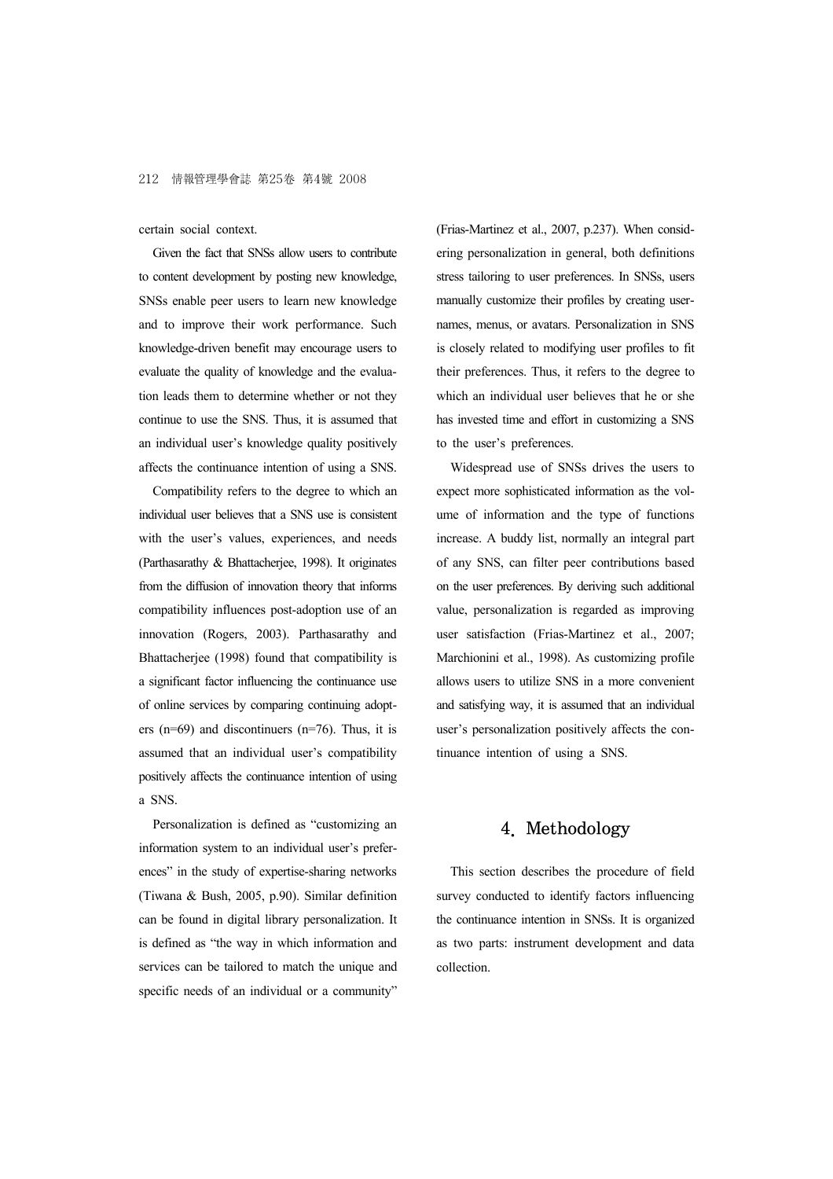certain social context.

Given the fact that SNSs allow users to contribute to content development by posting new knowledge, SNSs enable peer users to learn new knowledge and to improve their work performance. Such knowledge-driven benefit may encourage users to evaluate the quality of knowledge and the evaluation leads them to determine whether or not they continue to use the SNS. Thus, it is assumed that an individual user's knowledge quality positively affects the continuance intention of using a SNS.

Compatibility refers to the degree to which an individual user believes that a SNS use is consistent with the user's values, experiences, and needs (Parthasarathy & Bhattacherjee, 1998). It originates from the diffusion of innovation theory that informs compatibility influences post-adoption use of an innovation (Rogers, 2003). Parthasarathy and Bhattacherjee (1998) found that compatibility is a significant factor influencing the continuance use of online services by comparing continuing adopters (n=69) and discontinuers (n=76). Thus, it is assumed that an individual user's compatibility positively affects the continuance intention of using a SNS.

Personalization is defined as "customizing an information system to an individual user's preferences" in the study of expertise-sharing networks (Tiwana & Bush, 2005, p.90). Similar definition can be found in digital library personalization. It is defined as "the way in which information and services can be tailored to match the unique and specific needs of an individual or a community" (Frias-Martinez et al., 2007, p.237). When considering personalization in general, both definitions stress tailoring to user preferences. In SNSs, users manually customize their profiles by creating usernames, menus, or avatars. Personalization in SNS is closely related to modifying user profiles to fit their preferences. Thus, it refers to the degree to which an individual user believes that he or she has invested time and effort in customizing a SNS to the user's preferences.

Widespread use of SNSs drives the users to expect more sophisticated information as the volume of information and the type of functions increase. A buddy list, normally an integral part of any SNS, can filter peer contributions based on the user preferences. By deriving such additional value, personalization is regarded as improving user satisfaction (Frias-Martinez et al., 2007; Marchionini et al., 1998). As customizing profile allows users to utilize SNS in a more convenient and satisfying way, it is assumed that an individual user's personalization positively affects the continuance intention of using a SNS.

## 4. Methodology

This section describes the procedure of field survey conducted to identify factors influencing the continuance intention in SNSs. It is organized as two parts: instrument development and data collection.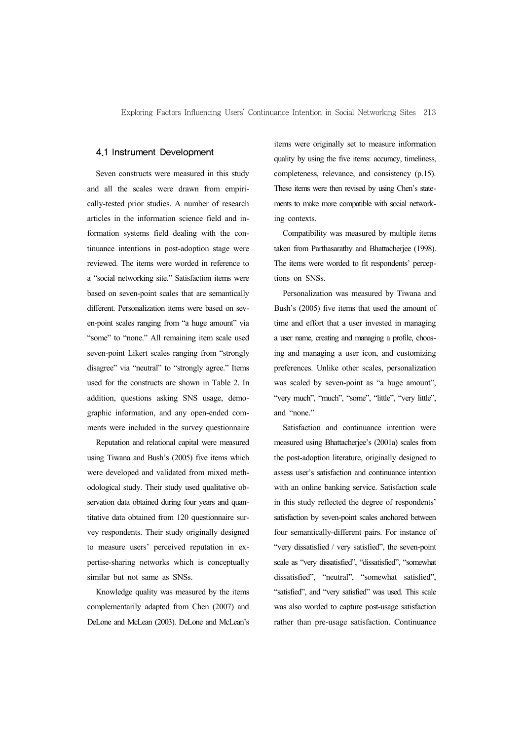### 4.1 Instrument Development

Seven constructs were measured in this study and all the scales were drawn from empirically-tested prior studies. A number of research articles in the information science field and information systems field dealing with the continuance intentions in post-adoption stage were reviewed. The items were worded in reference to a "social networking site." Satisfaction items were based on seven-point scales that are semantically different. Personalization items were based on seven-point scales ranging from "a huge amount" via "some" to "none." All remaining item scale used seven-point Likert scales ranging from "strongly disagree" via "neutral" to "strongly agree." Items used for the constructs are shown in Table 2. In addition, questions asking SNS usage, demographic information, and any open-ended comments were included in the survey questionnaire

Reputation and relational capital were measured using Tiwana and Bush's (2005) five items which were developed and validated from mixed methodological study. Their study used qualitative observation data obtained during four years and quantitative data obtained from 120 questionnaire survey respondents. Their study originally designed to measure users' perceived reputation in expertise-sharing networks which is conceptually similar but not same as SNSs.

Knowledge quality was measured by the items complementarily adapted from Chen (2007) and DeLone and McLean (2003). DeLone and McLean's items were originally set to measure information quality by using the five items: accuracy, timeliness, completeness, relevance, and consistency (p.15). These items were then revised by using Chen's statements to make more compatible with social networking contexts.

Compatibility was measured by multiple items taken from Parthasarathy and Bhattacherjee (1998). The items were worded to fit respondents' perceptions on SNSs.

Personalization was measured by Tiwana and Bush's (2005) five items that used the amount of time and effort that a user invested in managing a user name, creating and managing a profile, choosing and managing a user icon, and customizing preferences. Unlike other scales, personalization was scaled by seven-point as "a huge amount", "very much", "much", "some", "little", "very little", and "none."

Satisfaction and continuance intention were measured using Bhattacherjee's (2001a) scales from the post-adoption literature, originally designed to assess user's satisfaction and continuance intention with an online banking service. Satisfaction scale in this study reflected the degree of respondents' satisfaction by seven-point scales anchored between four semantically-different pairs. For instance of "very dissatisfied / very satisfied", the seven-point scale as "very dissatisfied", "dissatisfied", "somewhat dissatisfied", "neutral", "somewhat satisfied", "satisfied", and "very satisfied" was used. This scale was also worded to capture post-usage satisfaction rather than pre-usage satisfaction. Continuance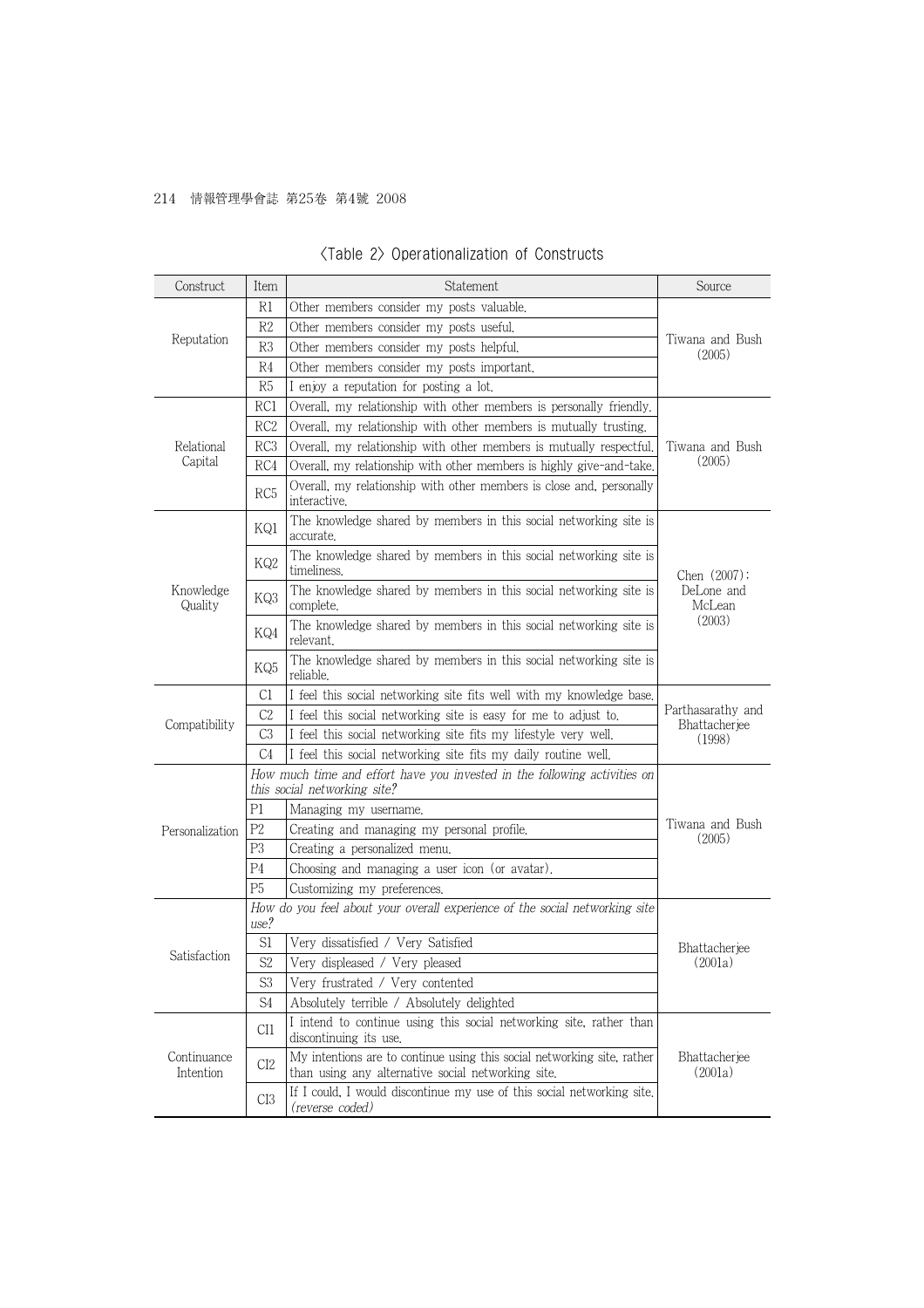〈Table 2〉 Operationalization of Constructs

| Construct | Item | Statement | Source |
|---|---|---|---|
| Reputation | R1 | Other members consider my posts valuable. | Tiwana and Bush (2005) |
| | R2 | Other members consider my posts useful. | |
| | R3 | Other members consider my posts helpful. | |
| | R4 | Other members consider my posts important. | |
| | R5 | I enjoy a reputation for posting a lot. | |
| Relational Capital | RC1 | Overall, my relationship with other members is personally friendly. | Tiwana and Bush (2005) |
| | RC2 | Overall, my relationship with other members is mutually trusting. | |
| | RC3 | Overall, my relationship with other members is mutually respectful. | |
| | RC4 | Overall, my relationship with other members is highly give-and-take. | |
| | RC5 | Overall, my relationship with other members is close and, personally interactive. | |
| Knowledge Quality | KQ1 | The knowledge shared by members in this social networking site is accurate. | Chen (2007); DeLone and McLean (2003) |
| | KQ2 | The knowledge shared by members in this social networking site is timeliness. | |
| | KQ3 | The knowledge shared by members in this social networking site is complete. | |
| | KQ4 | The knowledge shared by members in this social networking site is relevant. | |
| | KQ5 | The knowledge shared by members in this social networking site is reliable. | |
| Compatibility | C1 | I feel this social networking site fits well with my knowledge base. | Parthasarathy and Bhattacherjee (1998) |
| | C2 | I feel this social networking site is easy for me to adjust to. | |
| | C3 | I feel this social networking site fits my lifestyle very well. | |
| | C4 | I feel this social networking site fits my daily routine well. | |
| Personalization | *How much time and effort have you invested in the following activities on this social networking site?* | | Tiwana and Bush (2005) |
| | P1 | Managing my username. | |
| | P2 | Creating and managing my personal profile. | |
| | P3 | Creating a personalized menu. | |
| | P4 | Choosing and managing a user icon (or avatar). | |
| | P5 | Customizing my preferences. | |
| Satisfaction | *How do you feel about your overall experience of the social networking site use?* | | Bhattacherjee (2001a) |
| | S1 | Very dissatisfied / Very Satisfied | |
| | S2 | Very displeased / Very pleased | |
| | S3 | Very frustrated / Very contented | |
| | S4 | Absolutely terrible / Absolutely delighted | |
| Continuance Intention | CI1 | I intend to continue using this social networking site, rather than discontinuing its use. | Bhattacherjee (2001a) |
| | CI2 | My intentions are to continue using this social networking site, rather than using any alternative social networking site. | |
| | CI3 | If I could, I would discontinue my use of this social networking site. *(reverse coded)* | |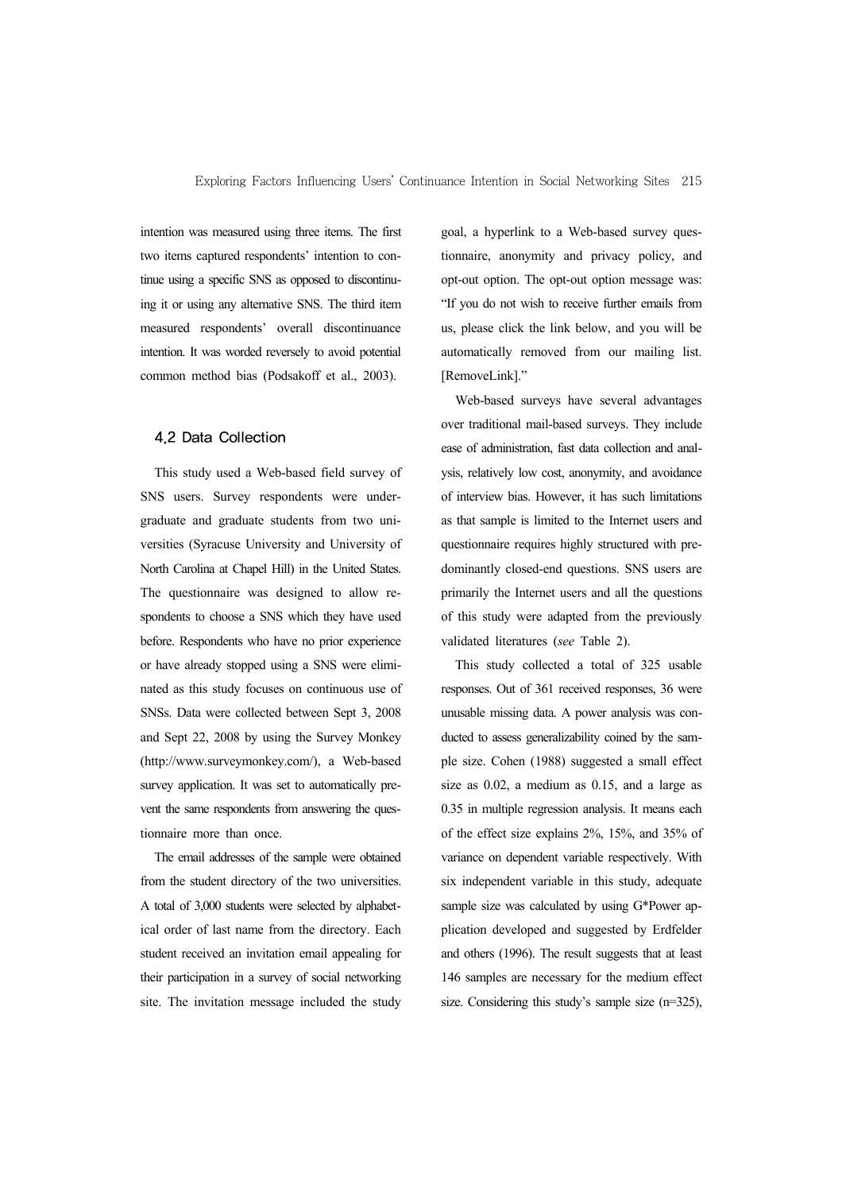intention was measured using three items. The first two items captured respondents' intention to continue using a specific SNS as opposed to discontinuing it or using any alternative SNS. The third item measured respondents' overall discontinuance intention. It was worded reversely to avoid potential common method bias (Podsakoff et al., 2003).

### 4.2 Data Collection

This study used a Web-based field survey of SNS users. Survey respondents were undergraduate and graduate students from two universities (Syracuse University and University of North Carolina at Chapel Hill) in the United States. The questionnaire was designed to allow respondents to choose a SNS which they have used before. Respondents who have no prior experience or have already stopped using a SNS were eliminated as this study focuses on continuous use of SNSs. Data were collected between Sept 3, 2008 and Sept 22, 2008 by using the Survey Monkey (http://www.surveymonkey.com/), a Web-based survey application. It was set to automatically prevent the same respondents from answering the questionnaire more than once.

The email addresses of the sample were obtained from the student directory of the two universities. A total of 3,000 students were selected by alphabetical order of last name from the directory. Each student received an invitation email appealing for their participation in a survey of social networking site. The invitation message included the study goal, a hyperlink to a Web-based survey questionnaire, anonymity and privacy policy, and opt-out option. The opt-out option message was: "If you do not wish to receive further emails from us, please click the link below, and you will be automatically removed from our mailing list. [RemoveLink]."

Web-based surveys have several advantages over traditional mail-based surveys. They include ease of administration, fast data collection and analysis, relatively low cost, anonymity, and avoidance of interview bias. However, it has such limitations as that sample is limited to the Internet users and questionnaire requires highly structured with predominantly closed-end questions. SNS users are primarily the Internet users and all the questions of this study were adapted from the previously validated literatures (*see* Table 2).

This study collected a total of 325 usable responses. Out of 361 received responses, 36 were unusable missing data. A power analysis was conducted to assess generalizability coined by the sample size. Cohen (1988) suggested a small effect size as 0.02, a medium as 0.15, and a large as 0.35 in multiple regression analysis. It means each of the effect size explains 2%, 15%, and 35% of variance on dependent variable respectively. With six independent variable in this study, adequate sample size was calculated by using G*Power application developed and suggested by Erdfelder and others (1996). The result suggests that at least 146 samples are necessary for the medium effect size. Considering this study's sample size (n=325),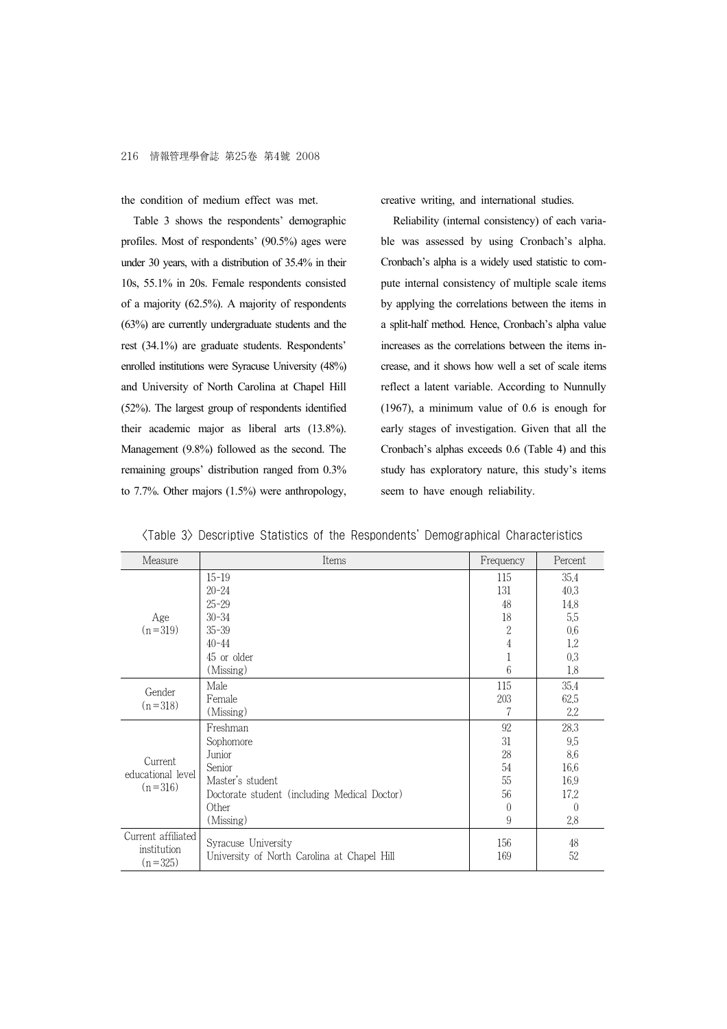the condition of medium effect was met.

Table 3 shows the respondents' demographic profiles. Most of respondents' (90.5%) ages were under 30 years, with a distribution of 35.4% in their 10s, 55.1% in 20s. Female respondents consisted of a majority (62.5%). A majority of respondents (63%) are currently undergraduate students and the rest (34.1%) are graduate students. Respondents' enrolled institutions were Syracuse University (48%) and University of North Carolina at Chapel Hill (52%). The largest group of respondents identified their academic major as liberal arts (13.8%). Management (9.8%) followed as the second. The remaining groups' distribution ranged from 0.3% to 7.7%. Other majors (1.5%) were anthropology, creative writing, and international studies.

Reliability (internal consistency) of each variable was assessed by using Cronbach's alpha. Cronbach's alpha is a widely used statistic to compute internal consistency of multiple scale items by applying the correlations between the items in a split-half method. Hence, Cronbach's alpha value increases as the correlations between the items increase, and it shows how well a set of scale items reflect a latent variable. According to Nunnully (1967), a minimum value of 0.6 is enough for early stages of investigation. Given that all the Cronbach's alphas exceeds 0.6 (Table 4) and this study has exploratory nature, this study's items seem to have enough reliability.

〈Table 3〉 Descriptive Statistics of the Respondents' Demographical Characteristics

| Measure | Items | Frequency | Percent |
|---|---|---|---|
| Age (n=319) | 15-19 | 115 | 35.4 |
| | 20-24 | 131 | 40.3 |
| | 25-29 | 48 | 14.8 |
| | 30-34 | 18 | 5.5 |
| | 35-39 | 2 | 0.6 |
| | 40-44 | 4 | 1.2 |
| | 45 or older | 1 | 0.3 |
| | (Missing) | 6 | 1.8 |
| Gender (n=318) | Male | 115 | 35.4 |
| | Female | 203 | 62.5 |
| | (Missing) | 7 | 2.2 |
| Current educational level (n=316) | Freshman | 92 | 28.3 |
| | Sophomore | 31 | 9.5 |
| | Junior | 28 | 8.6 |
| | Senior | 54 | 16.6 |
| | Master's student | 55 | 16.9 |
| | Doctorate student (including Medical Doctor) | 56 | 17.2 |
| | Other | 0 | 0 |
| | (Missing) | 9 | 2.8 |
| Current affiliated institution (n=325) | Syracuse University | 156 | 48 |
| | University of North Carolina at Chapel Hill | 169 | 52 |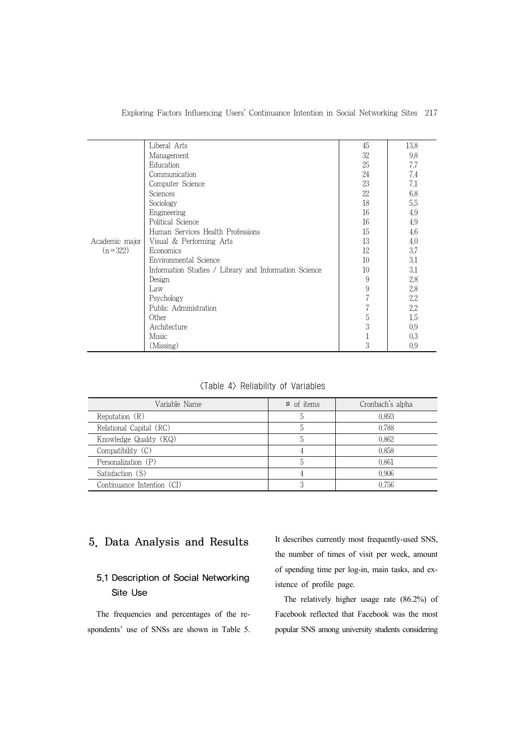| | | | |
|---|---|---|---|
| Academic major (n=322) | Liberal Arts | 45 | 13.8 |
| | Management | 32 | 9.8 |
| | Education | 25 | 7.7 |
| | Communication | 24 | 7.4 |
| | Computer Science | 23 | 7.1 |
| | Sciences | 22 | 6.8 |
| | Sociology | 18 | 5.5 |
| | Engineering | 16 | 4.9 |
| | Political Science | 16 | 4.9 |
| | Human Services Health Professions | 15 | 4.6 |
| | Visual & Performing Arts | 13 | 4.0 |
| | Economics | 12 | 3.7 |
| | Environmental Science | 10 | 3.1 |
| | Information Studies / Library and Information Science | 10 | 3.1 |
| | Design | 9 | 2.8 |
| | Law | 9 | 2.8 |
| | Psychology | 7 | 2.2 |
| | Public Administration | 7 | 2.2 |
| | Other | 5 | 1.5 |
| | Architecture | 3 | 0.9 |
| | Music | 1 | 0.3 |
| | (Missing) | 3 | 0.9 |

<Table 4> Reliability of Variables

| Variable Name | # of items | Cronbach's alpha |
|---|---|---|
| Reputation (R) | 5 | 0.893 |
| Relational Capital (RC) | 5 | 0.788 |
| Knowledge Quality (KQ) | 5 | 0.862 |
| Compatibility (C) | 4 | 0.858 |
| Personalization (P) | 5 | 0.861 |
| Satisfaction (S) | 4 | 0.906 |
| Continuance Intention (CI) | 3 | 0.756 |

# 5. Data Analysis and Results

## 5.1 Description of Social Networking Site Use

The frequencies and percentages of the respondents' use of SNSs are shown in Table 5. It describes currently most frequently-used SNS, the number of times of visit per week, amount of spending time per log-in, main tasks, and existence of profile page.

The relatively higher usage rate (86.2%) of Facebook reflected that Facebook was the most popular SNS among university students considering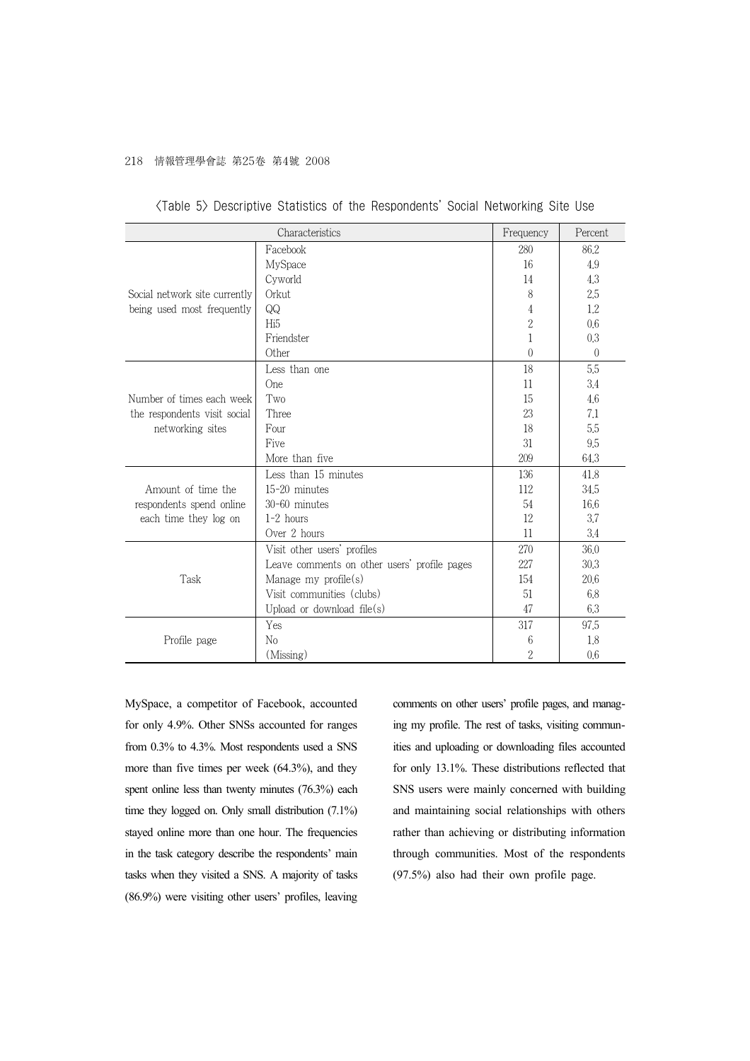<Table 5> Descriptive Statistics of the Respondents' Social Networking Site Use

| Characteristics | | Frequency | Percent |
|---|---|---|---|
| Social network site currently being used most frequently | Facebook | 280 | 86.2 |
| | MySpace | 16 | 4.9 |
| | Cyworld | 14 | 4.3 |
| | Orkut | 8 | 2.5 |
| | QQ | 4 | 1.2 |
| | Hi5 | 2 | 0.6 |
| | Friendster | 1 | 0.3 |
| | Other | 0 | 0 |
| Number of times each week the respondents visit social networking sites | Less than one | 18 | 5.5 |
| | One | 11 | 3.4 |
| | Two | 15 | 4.6 |
| | Three | 23 | 7.1 |
| | Four | 18 | 5.5 |
| | Five | 31 | 9.5 |
| | More than five | 209 | 64.3 |
| Amount of time the respondents spend online each time they log on | Less than 15 minutes | 136 | 41.8 |
| | 15-20 minutes | 112 | 34.5 |
| | 30-60 minutes | 54 | 16.6 |
| | 1-2 hours | 12 | 3.7 |
| | Over 2 hours | 11 | 3.4 |
| Task | Visit other users' profiles | 270 | 36.0 |
| | Leave comments on other users' profile pages | 227 | 30.3 |
| | Manage my profile(s) | 154 | 20.6 |
| | Visit communities (clubs) | 51 | 6.8 |
| | Upload or download file(s) | 47 | 6.3 |
| Profile page | Yes | 317 | 97.5 |
| | No | 6 | 1.8 |
| | (Missing) | 2 | 0.6 |

MySpace, a competitor of Facebook, accounted for only 4.9%. Other SNSs accounted for ranges from 0.3% to 4.3%. Most respondents used a SNS more than five times per week (64.3%), and they spent online less than twenty minutes (76.3%) each time they logged on. Only small distribution (7.1%) stayed online more than one hour. The frequencies in the task category describe the respondents' main tasks when they visited a SNS. A majority of tasks (86.9%) were visiting other users' profiles, leaving comments on other users' profile pages, and managing my profile. The rest of tasks, visiting communities and uploading or downloading files accounted for only 13.1%. These distributions reflected that SNS users were mainly concerned with building and maintaining social relationships with others rather than achieving or distributing information through communities. Most of the respondents (97.5%) also had their own profile page.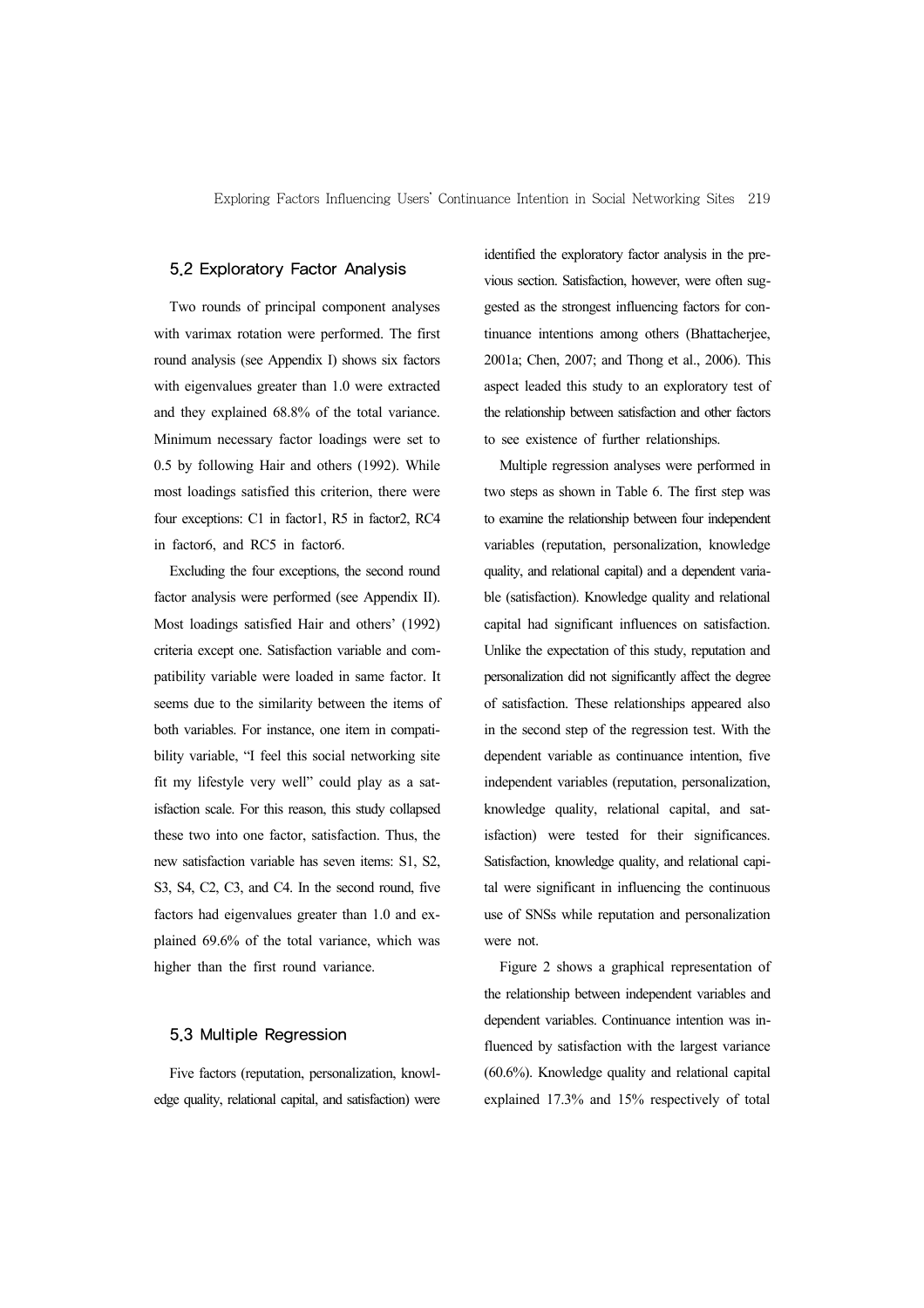### 5.2 Exploratory Factor Analysis

Two rounds of principal component analyses with varimax rotation were performed. The first round analysis (see Appendix I) shows six factors with eigenvalues greater than 1.0 were extracted and they explained 68.8% of the total variance. Minimum necessary factor loadings were set to 0.5 by following Hair and others (1992). While most loadings satisfied this criterion, there were four exceptions: C1 in factor1, R5 in factor2, RC4 in factor6, and RC5 in factor6.

Excluding the four exceptions, the second round factor analysis were performed (see Appendix II). Most loadings satisfied Hair and others' (1992) criteria except one. Satisfaction variable and compatibility variable were loaded in same factor. It seems due to the similarity between the items of both variables. For instance, one item in compatibility variable, "I feel this social networking site fit my lifestyle very well" could play as a satisfaction scale. For this reason, this study collapsed these two into one factor, satisfaction. Thus, the new satisfaction variable has seven items: S1, S2, S3, S4, C2, C3, and C4. In the second round, five factors had eigenvalues greater than 1.0 and explained 69.6% of the total variance, which was higher than the first round variance.

### 5.3 Multiple Regression

Five factors (reputation, personalization, knowledge quality, relational capital, and satisfaction) were identified the exploratory factor analysis in the previous section. Satisfaction, however, were often suggested as the strongest influencing factors for continuance intentions among others (Bhattacherjee, 2001a; Chen, 2007; and Thong et al., 2006). This aspect leaded this study to an exploratory test of the relationship between satisfaction and other factors to see existence of further relationships.

Multiple regression analyses were performed in two steps as shown in Table 6. The first step was to examine the relationship between four independent variables (reputation, personalization, knowledge quality, and relational capital) and a dependent variable (satisfaction). Knowledge quality and relational capital had significant influences on satisfaction. Unlike the expectation of this study, reputation and personalization did not significantly affect the degree of satisfaction. These relationships appeared also in the second step of the regression test. With the dependent variable as continuance intention, five independent variables (reputation, personalization, knowledge quality, relational capital, and satisfaction) were tested for their significances. Satisfaction, knowledge quality, and relational capital were significant in influencing the continuous use of SNSs while reputation and personalization were not.

Figure 2 shows a graphical representation of the relationship between independent variables and dependent variables. Continuance intention was influenced by satisfaction with the largest variance (60.6%). Knowledge quality and relational capital explained 17.3% and 15% respectively of total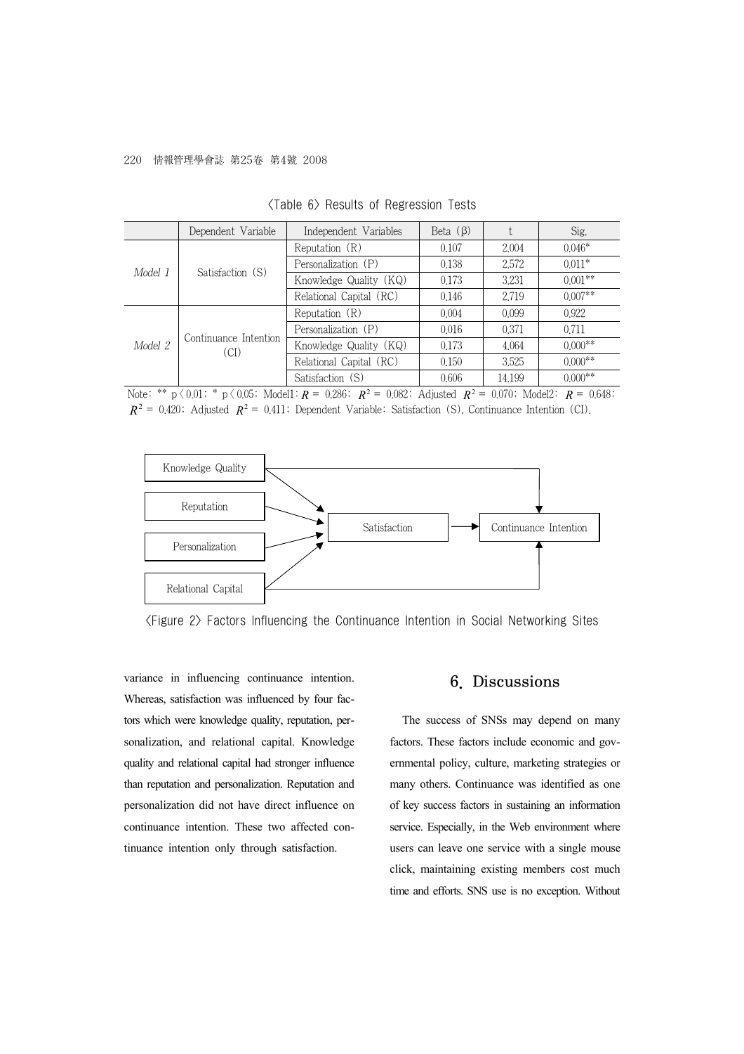<Table 6> Results of Regression Tests

| | Dependent Variable | Independent Variables | Beta (β) | t | Sig. |
|---|---|---|---|---|---|
| *Model 1* | Satisfaction (S) | Reputation (R) | 0.107 | 2.004 | 0.046* |
| | | Personalization (P) | 0.138 | 2.572 | 0.011* |
| | | Knowledge Quality (KQ) | 0.173 | 3.231 | 0.001** |
| | | Relational Capital (RC) | 0.146 | 2.719 | 0.007** |
| *Model 2* | Continuance Intention (CI) | Reputation (R) | 0.004 | 0.099 | 0.922 |
| | | Personalization (P) | 0.016 | 0.371 | 0.711 |
| | | Knowledge Quality (KQ) | 0.173 | 4.064 | 0.000** |
| | | Relational Capital (RC) | 0.150 | 3.525 | 0.000** |
| | | Satisfaction (S) | 0.606 | 14.199 | 0.000** |

Note: ** $p < 0.01$; * $p < 0.05$; Model1: $R$ = 0.286; $R^2$ = 0.082; Adjusted $R^2$ = 0.070; Model2: $R$ = 0.648; $R^2$ = 0.420; Adjusted $R^2$ = 0.411; Dependent Variable: Satisfaction (S), Continuance Intention (CI).

<Figure 2> Factors Influencing the Continuance Intention in Social Networking Sites

variance in influencing continuance intention. Whereas, satisfaction was influenced by four factors which were knowledge quality, reputation, personalization, and relational capital. Knowledge quality and relational capital had stronger influence than reputation and personalization. Reputation and personalization did not have direct influence on continuance intention. These two affected continuance intention only through satisfaction.

## 6. Discussions

The success of SNSs may depend on many factors. These factors include economic and governmental policy, culture, marketing strategies or many others. Continuance was identified as one of key success factors in sustaining an information service. Especially, in the Web environment where users can leave one service with a single mouse click, maintaining existing members cost much time and efforts. SNS use is no exception. Without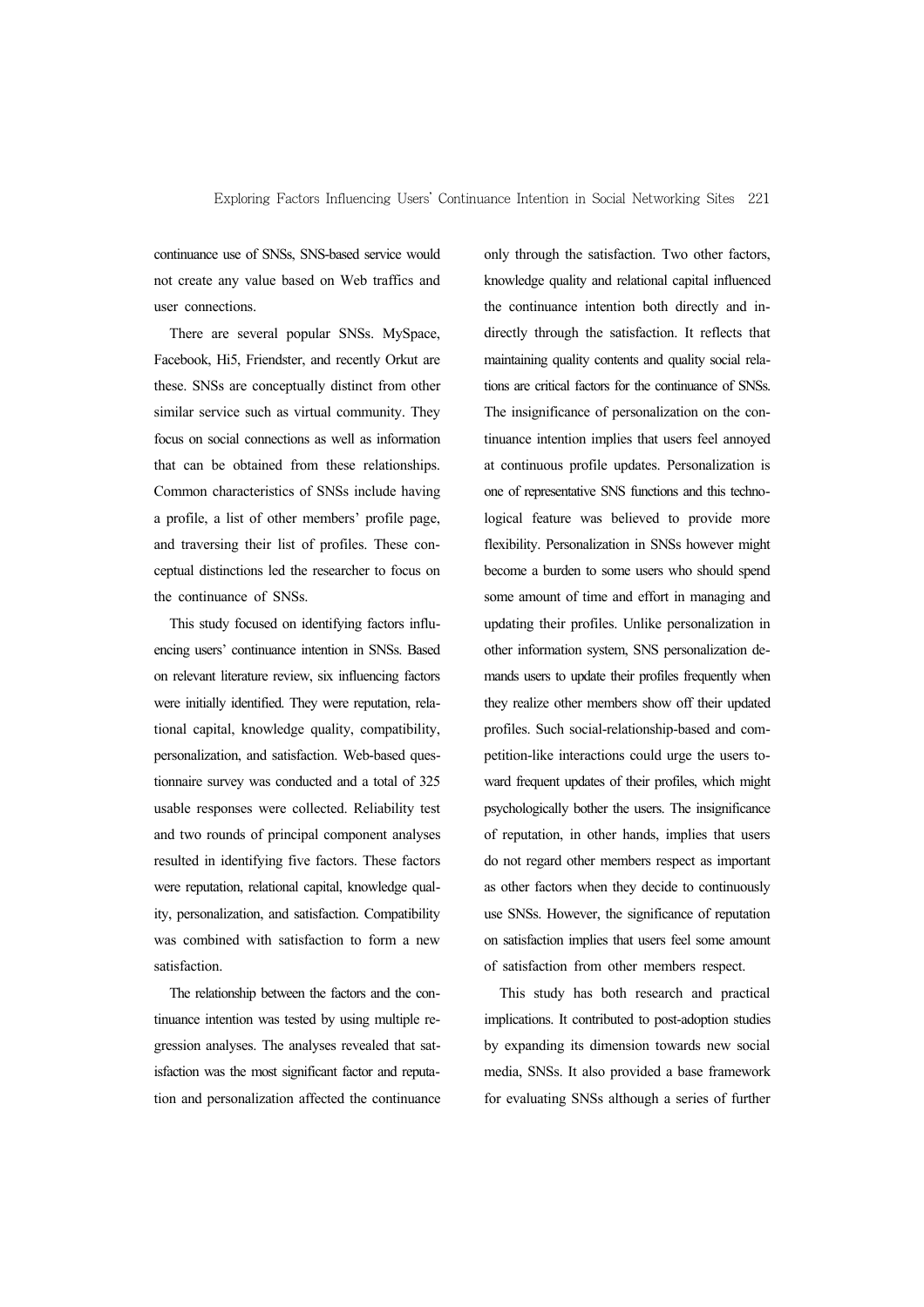continuance use of SNSs, SNS-based service would not create any value based on Web traffics and user connections.

There are several popular SNSs. MySpace, Facebook, Hi5, Friendster, and recently Orkut are these. SNSs are conceptually distinct from other similar service such as virtual community. They focus on social connections as well as information that can be obtained from these relationships. Common characteristics of SNSs include having a profile, a list of other members' profile page, and traversing their list of profiles. These conceptual distinctions led the researcher to focus on the continuance of SNSs.

This study focused on identifying factors influencing users' continuance intention in SNSs. Based on relevant literature review, six influencing factors were initially identified. They were reputation, relational capital, knowledge quality, compatibility, personalization, and satisfaction. Web-based questionnaire survey was conducted and a total of 325 usable responses were collected. Reliability test and two rounds of principal component analyses resulted in identifying five factors. These factors were reputation, relational capital, knowledge quality, personalization, and satisfaction. Compatibility was combined with satisfaction to form a new satisfaction.

The relationship between the factors and the continuance intention was tested by using multiple regression analyses. The analyses revealed that satisfaction was the most significant factor and reputation and personalization affected the continuance only through the satisfaction. Two other factors, knowledge quality and relational capital influenced the continuance intention both directly and indirectly through the satisfaction. It reflects that maintaining quality contents and quality social relations are critical factors for the continuance of SNSs. The insignificance of personalization on the continuance intention implies that users feel annoyed at continuous profile updates. Personalization is one of representative SNS functions and this technological feature was believed to provide more flexibility. Personalization in SNSs however might become a burden to some users who should spend some amount of time and effort in managing and updating their profiles. Unlike personalization in other information system, SNS personalization demands users to update their profiles frequently when they realize other members show off their updated profiles. Such social-relationship-based and competition-like interactions could urge the users toward frequent updates of their profiles, which might psychologically bother the users. The insignificance of reputation, in other hands, implies that users do not regard other members respect as important as other factors when they decide to continuously use SNSs. However, the significance of reputation on satisfaction implies that users feel some amount of satisfaction from other members respect.

This study has both research and practical implications. It contributed to post-adoption studies by expanding its dimension towards new social media, SNSs. It also provided a base framework for evaluating SNSs although a series of further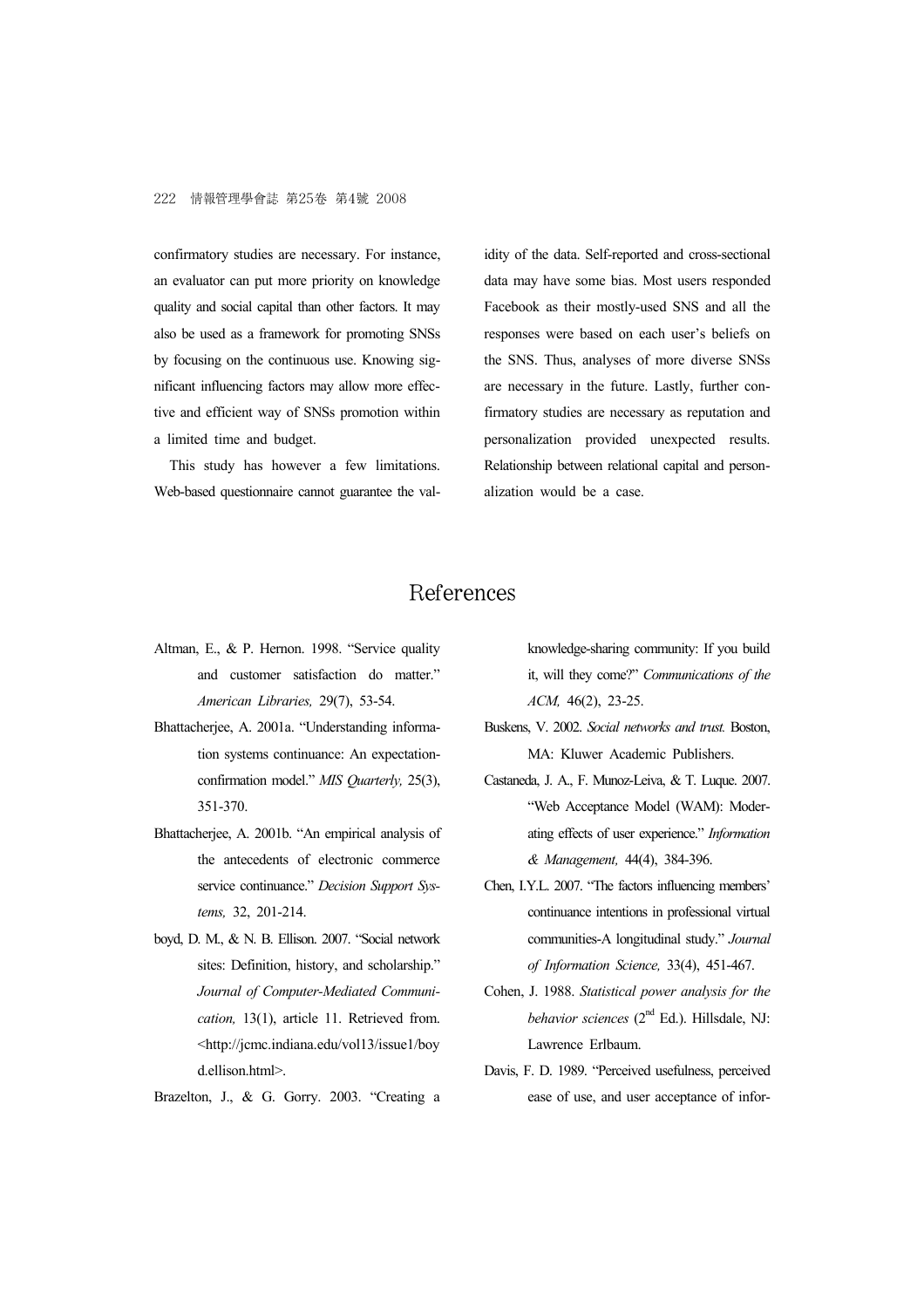confirmatory studies are necessary. For instance, an evaluator can put more priority on knowledge quality and social capital than other factors. It may also be used as a framework for promoting SNSs by focusing on the continuous use. Knowing significant influencing factors may allow more effective and efficient way of SNSs promotion within a limited time and budget.

This study has however a few limitations. Web-based questionnaire cannot guarantee the validity of the data. Self-reported and cross-sectional data may have some bias. Most users responded Facebook as their mostly-used SNS and all the responses were based on each user's beliefs on the SNS. Thus, analyses of more diverse SNSs are necessary in the future. Lastly, further confirmatory studies are necessary as reputation and personalization provided unexpected results. Relationship between relational capital and personalization would be a case.

# References

Altman, E., & P. Hernon. 1998. "Service quality and customer satisfaction do matter." *American Libraries,* 29(7), 53-54.

Bhattacherjee, A. 2001a. "Understanding information systems continuance: An expectation-confirmation model." *MIS Quarterly,* 25(3), 351-370.

Bhattacherjee, A. 2001b. "An empirical analysis of the antecedents of electronic commerce service continuance." *Decision Support Systems,* 32, 201-214.

boyd, D. M., & N. B. Ellison. 2007. "Social network sites: Definition, history, and scholarship." *Journal of Computer-Mediated Communication,* 13(1), article 11. Retrieved from. <http://jcmc.indiana.edu/vol13/issue1/boyd.ellison.html>.

Brazelton, J., & G. Gorry. 2003. "Creating a knowledge-sharing community: If you build it, will they come?" *Communications of the ACM,* 46(2), 23-25.

Buskens, V. 2002. *Social networks and trust.* Boston, MA: Kluwer Academic Publishers.

Castaneda, J. A., F. Munoz-Leiva, & T. Luque. 2007. "Web Acceptance Model (WAM): Moderating effects of user experience." *Information & Management,* 44(4), 384-396.

Chen, I.Y.L. 2007. "The factors influencing members' continuance intentions in professional virtual communities-A longitudinal study." *Journal of Information Science,* 33(4), 451-467.

Cohen, J. 1988. *Statistical power analysis for the behavior sciences* (2nd Ed.). Hillsdale, NJ: Lawrence Erlbaum.

Davis, F. D. 1989. "Perceived usefulness, perceived ease of use, and user acceptance of infor-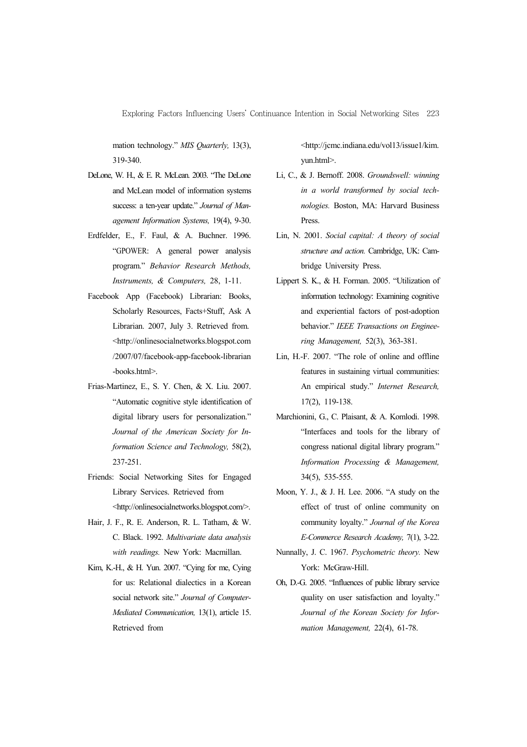mation technology." *MIS Quarterly,* 13(3), 319-340.

DeLone, W. H., & E. R. McLean. 2003. "The DeLone and McLean model of information systems success: a ten-year update." *Journal of Management Information Systems,* 19(4), 9-30.

Erdfelder, E., F. Faul, & A. Buchner. 1996. "GPOWER: A general power analysis program." *Behavior Research Methods, Instruments, & Computers,* 28, 1-11.

Facebook App (Facebook) Librarian: Books, Scholarly Resources, Facts+Stuff, Ask A Librarian. 2007, July 3. Retrieved from. <http://onlinesocialnetworks.blogspot.com/2007/07/facebook-app-facebook-librarian-books.html>.

Frias-Martinez, E., S. Y. Chen, & X. Liu. 2007. "Automatic cognitive style identification of digital library users for personalization." *Journal of the American Society for Information Science and Technology,* 58(2), 237-251.

Friends: Social Networking Sites for Engaged Library Services. Retrieved from <http://onlinesocialnetworks.blogspot.com/>.

Hair, J. F., R. E. Anderson, R. L. Tatham, & W. C. Black. 1992. *Multivariate data analysis with readings.* New York: Macmillan.

Kim, K.-H., & H. Yun. 2007. "Cying for me, Cying for us: Relational dialectics in a Korean social network site." *Journal of Computer-Mediated Communication,* 13(1), article 15. Retrieved from <http://jcmc.indiana.edu/vol13/issue1/kim.yun.html>.

Li, C., & J. Bernoff. 2008. *Groundswell: winning in a world transformed by social technologies.* Boston, MA: Harvard Business Press.

Lin, N. 2001. *Social capital: A theory of social structure and action.* Cambridge, UK: Cambridge University Press.

Lippert S. K., & H. Forman. 2005. "Utilization of information technology: Examining cognitive and experiential factors of post-adoption behavior." *IEEE Transactions on Engineering Management,* 52(3), 363-381.

Lin, H.-F. 2007. "The role of online and offline features in sustaining virtual communities: An empirical study." *Internet Research,* 17(2), 119-138.

Marchionini, G., C. Plaisant, & A. Komlodi. 1998. "Interfaces and tools for the library of congress national digital library program." *Information Processing & Management,* 34(5), 535-555.

Moon, Y. J., & J. H. Lee. 2006. "A study on the effect of trust of online community on community loyalty." *Journal of the Korea E-Commerce Research Academy,* 7(1), 3-22.

Nunnally, J. C. 1967. *Psychometric theory.* New York: McGraw-Hill.

Oh, D.-G. 2005. "Influences of public library service quality on user satisfaction and loyalty." *Journal of the Korean Society for Information Management,* 22(4), 61-78.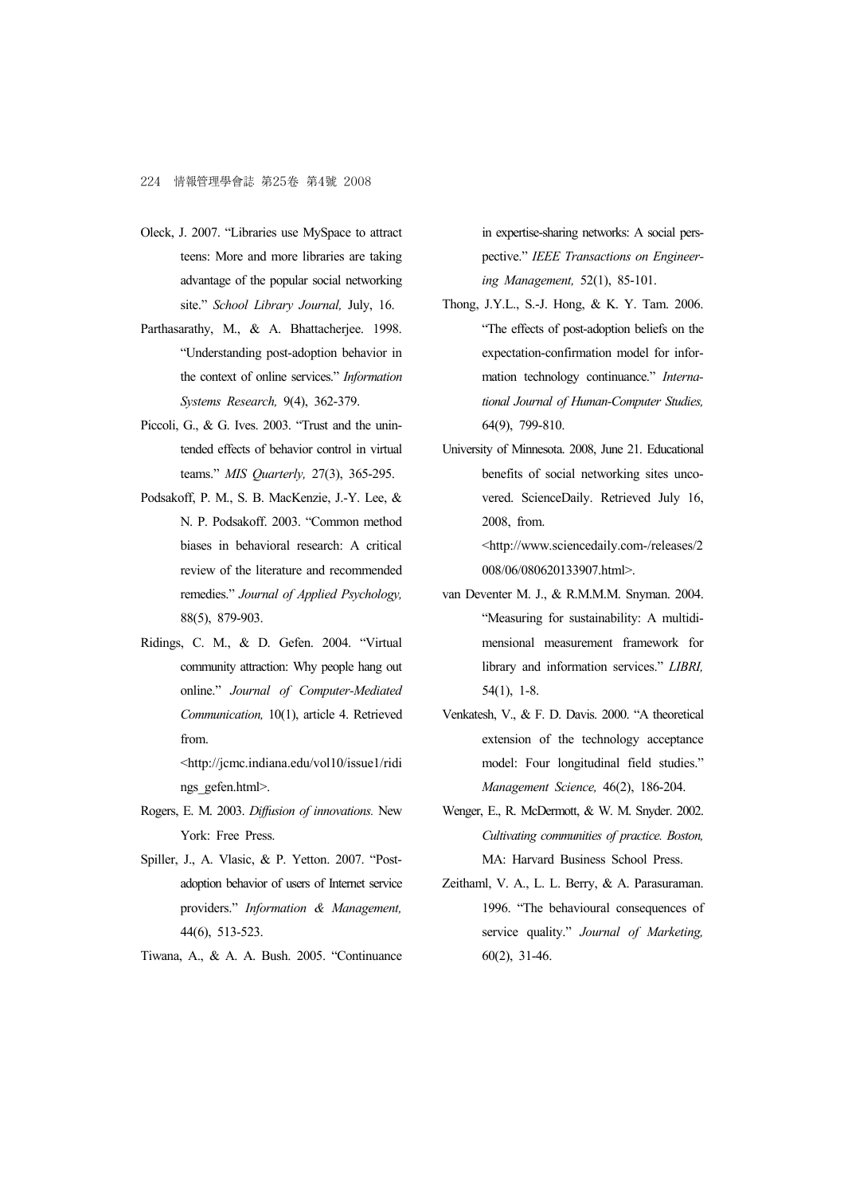Oleck, J. 2007. "Libraries use MySpace to attract teens: More and more libraries are taking advantage of the popular social networking site." *School Library Journal,* July, 16.

Parthasarathy, M., & A. Bhattacherjee. 1998. "Understanding post-adoption behavior in the context of online services." *Information Systems Research,* 9(4), 362-379.

Piccoli, G., & G. Ives. 2003. "Trust and the unintended effects of behavior control in virtual teams." *MIS Quarterly,* 27(3), 365-295.

Podsakoff, P. M., S. B. MacKenzie, J.-Y. Lee, & N. P. Podsakoff. 2003. "Common method biases in behavioral research: A critical review of the literature and recommended remedies." *Journal of Applied Psychology,* 88(5), 879-903.

Ridings, C. M., & D. Gefen. 2004. "Virtual community attraction: Why people hang out online." *Journal of Computer-Mediated Communication,* 10(1), article 4. Retrieved from. <http://jcmc.indiana.edu/vol10/issue1/ridings_gefen.html>.

Rogers, E. M. 2003. *Diffusion of innovations.* New York: Free Press.

Spiller, J., A. Vlasic, & P. Yetton. 2007. "Post-adoption behavior of users of Internet service providers." *Information & Management,* 44(6), 513-523.

Tiwana, A., & A. A. Bush. 2005. "Continuance in expertise-sharing networks: A social perspective." *IEEE Transactions on Engineering Management,* 52(1), 85-101.

Thong, J.Y.L., S.-J. Hong, & K. Y. Tam. 2006. "The effects of post-adoption beliefs on the expectation-confirmation model for information technology continuance." *International Journal of Human-Computer Studies,* 64(9), 799-810.

University of Minnesota. 2008, June 21. Educational benefits of social networking sites uncovered. ScienceDaily. Retrieved July 16, 2008, from. <http://www.sciencedaily.com-/releases/2008/06/080620133907.html>.

van Deventer M. J., & R.M.M.M. Snyman. 2004. "Measuring for sustainability: A multidimensional measurement framework for library and information services." *LIBRI,* 54(1), 1-8.

Venkatesh, V., & F. D. Davis. 2000. "A theoretical extension of the technology acceptance model: Four longitudinal field studies." *Management Science,* 46(2), 186-204.

Wenger, E., R. McDermott, & W. M. Snyder. 2002. *Cultivating communities of practice. Boston,* MA: Harvard Business School Press.

Zeithaml, V. A., L. L. Berry, & A. Parasuraman. 1996. "The behavioural consequences of service quality." *Journal of Marketing,* 60(2), 31-46.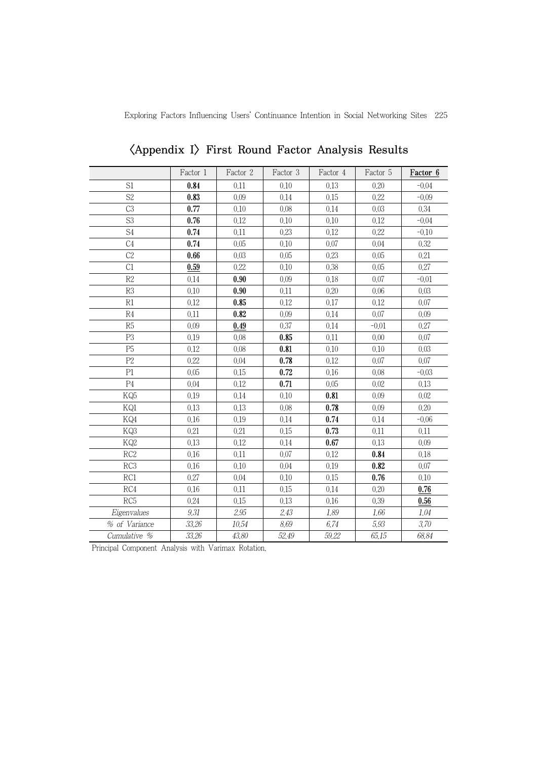## 〈Appendix I〉 First Round Factor Analysis Results

| | Factor 1 | Factor 2 | Factor 3 | Factor 4 | Factor 5 | **Factor 6** |
|---|---|---|---|---|---|---|
| S1 | **0.84** | 0.11 | 0.10 | 0.13 | 0.20 | -0.04 |
| S2 | **0.83** | 0.09 | 0.14 | 0.15 | 0.22 | -0.09 |
| C3 | **0.77** | 0.10 | 0.08 | 0.14 | 0.03 | 0.34 |
| S3 | **0.76** | 0.12 | 0.10 | 0.10 | 0.12 | -0.04 |
| S4 | **0.74** | 0.11 | 0.23 | 0.12 | 0.22 | -0.10 |
| C4 | **0.74** | 0.05 | 0.10 | 0.07 | 0.04 | 0.32 |
| C2 | **0.66** | 0.03 | 0.05 | 0.23 | 0.05 | 0.21 |
| C1 | **0.59** | 0.22 | 0.10 | 0.38 | 0.05 | 0.27 |
| R2 | 0.14 | **0.90** | 0.09 | 0.18 | 0.07 | -0.01 |
| R3 | 0.10 | **0.90** | 0.11 | 0.20 | 0.06 | 0.03 |
| R1 | 0.12 | **0.85** | 0.12 | 0.17 | 0.12 | 0.07 |
| R4 | 0.11 | **0.82** | 0.09 | 0.14 | 0.07 | 0.09 |
| R5 | 0.09 | **0.49** | 0.37 | 0.14 | -0.01 | 0.27 |
| P3 | 0.19 | 0.08 | **0.85** | 0.11 | 0.00 | 0.07 |
| P5 | 0.12 | 0.08 | **0.81** | 0.10 | 0.10 | 0.03 |
| P2 | 0.22 | 0.04 | **0.78** | 0.12 | 0.07 | 0.07 |
| P1 | 0.05 | 0.15 | **0.72** | 0.16 | 0.08 | -0.03 |
| P4 | 0.04 | 0.12 | **0.71** | 0.05 | 0.02 | 0.13 |
| KQ5 | 0.19 | 0.14 | 0.10 | **0.81** | 0.09 | 0.02 |
| KQ1 | 0.13 | 0.13 | 0.08 | **0.78** | 0.09 | 0.20 |
| KQ4 | 0.16 | 0.19 | 0.14 | **0.74** | 0.14 | -0.06 |
| KQ3 | 0.21 | 0.21 | 0.15 | **0.73** | 0.11 | 0.11 |
| KQ2 | 0.13 | 0.12 | 0.14 | **0.67** | 0.13 | 0.09 |
| RC2 | 0.16 | 0.11 | 0.07 | 0.12 | **0.84** | 0.18 |
| RC3 | 0.16 | 0.10 | 0.04 | 0.19 | **0.82** | 0.07 |
| RC1 | 0.27 | 0.04 | 0.10 | 0.15 | **0.76** | 0.10 |
| RC4 | 0.16 | 0.11 | 0.15 | 0.14 | 0.20 | **0.76** |
| RC5 | 0.24 | 0.15 | 0.13 | 0.16 | 0.39 | **0.56** |
| *Eigenvalues* | *9.31* | *2.95* | *2.43* | *1.89* | *1.66* | *1.04* |
| *% of Variance* | *33.26* | *10.54* | *8.69* | *6.74* | *5.93* | *3.70* |
| *Cumulative %* | *33.26* | *43.80* | *52.49* | *59.22* | *65.15* | *68.84* |

Principal Component Analysis with Varimax Rotation.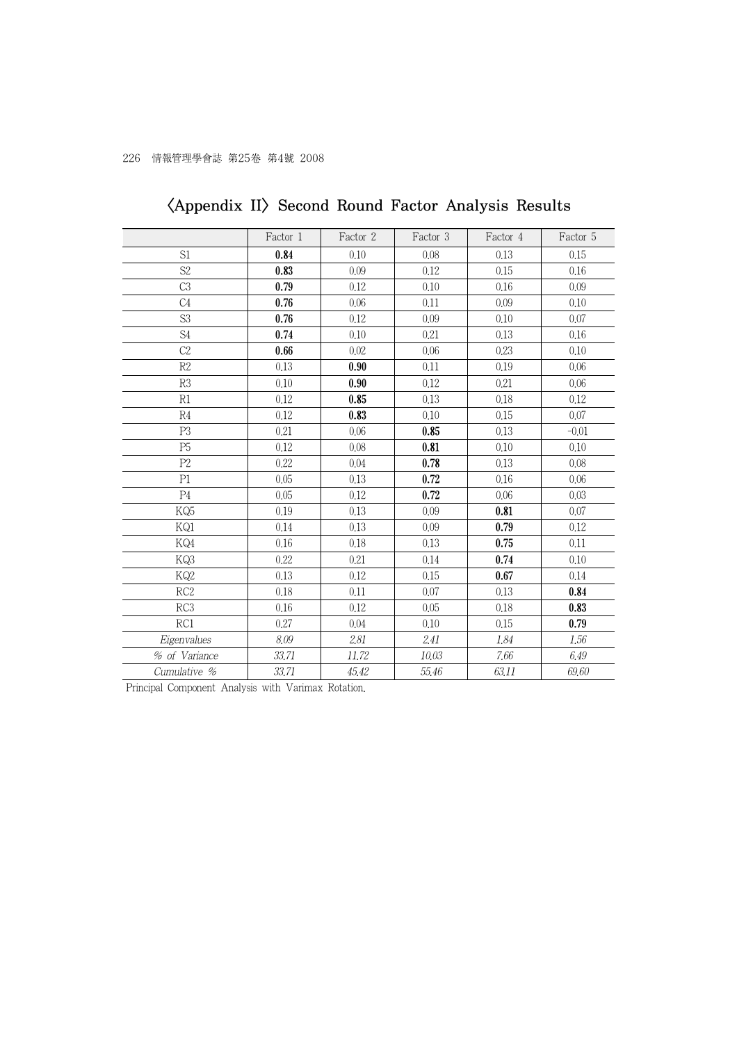## 〈Appendix II〉 Second Round Factor Analysis Results

| | Factor 1 | Factor 2 | Factor 3 | Factor 4 | Factor 5 |
|---|---|---|---|---|---|
| S1 | **0.84** | 0.10 | 0.08 | 0.13 | 0.15 |
| S2 | **0.83** | 0.09 | 0.12 | 0.15 | 0.16 |
| C3 | **0.79** | 0.12 | 0.10 | 0.16 | 0.09 |
| C4 | **0.76** | 0.06 | 0.11 | 0.09 | 0.10 |
| S3 | **0.76** | 0.12 | 0.09 | 0.10 | 0.07 |
| S4 | **0.74** | 0.10 | 0.21 | 0.13 | 0.16 |
| C2 | **0.66** | 0.02 | 0.06 | 0.23 | 0.10 |
| R2 | 0.13 | **0.90** | 0.11 | 0.19 | 0.06 |
| R3 | 0.10 | **0.90** | 0.12 | 0.21 | 0.06 |
| R1 | 0.12 | **0.85** | 0.13 | 0.18 | 0.12 |
| R4 | 0.12 | **0.83** | 0.10 | 0.15 | 0.07 |
| P3 | 0.21 | 0.06 | **0.85** | 0.13 | -0.01 |
| P5 | 0.12 | 0.08 | **0.81** | 0.10 | 0.10 |
| P2 | 0.22 | 0.04 | **0.78** | 0.13 | 0.08 |
| P1 | 0.05 | 0.13 | **0.72** | 0.16 | 0.06 |
| P4 | 0.05 | 0.12 | **0.72** | 0.06 | 0.03 |
| KQ5 | 0.19 | 0.13 | 0.09 | **0.81** | 0.07 |
| KQ1 | 0.14 | 0.13 | 0.09 | **0.79** | 0.12 |
| KQ4 | 0.16 | 0.18 | 0.13 | **0.75** | 0.11 |
| KQ3 | 0.22 | 0.21 | 0.14 | **0.74** | 0.10 |
| KQ2 | 0.13 | 0.12 | 0.15 | **0.67** | 0.14 |
| RC2 | 0.18 | 0.11 | 0.07 | 0.13 | **0.84** |
| RC3 | 0.16 | 0.12 | 0.05 | 0.18 | **0.83** |
| RC1 | 0.27 | 0.04 | 0.10 | 0.15 | **0.79** |
| *Eigenvalues* | *8.09* | *2.81* | *2.41* | *1.84* | *1.56* |
| *% of Variance* | *33.71* | *11.72* | *10.03* | *7.66* | *6.49* |
| *Cumulative %* | *33.71* | *45.42* | *55.46* | *63.11* | *69.60* |

Principal Component Analysis with Varimax Rotation.